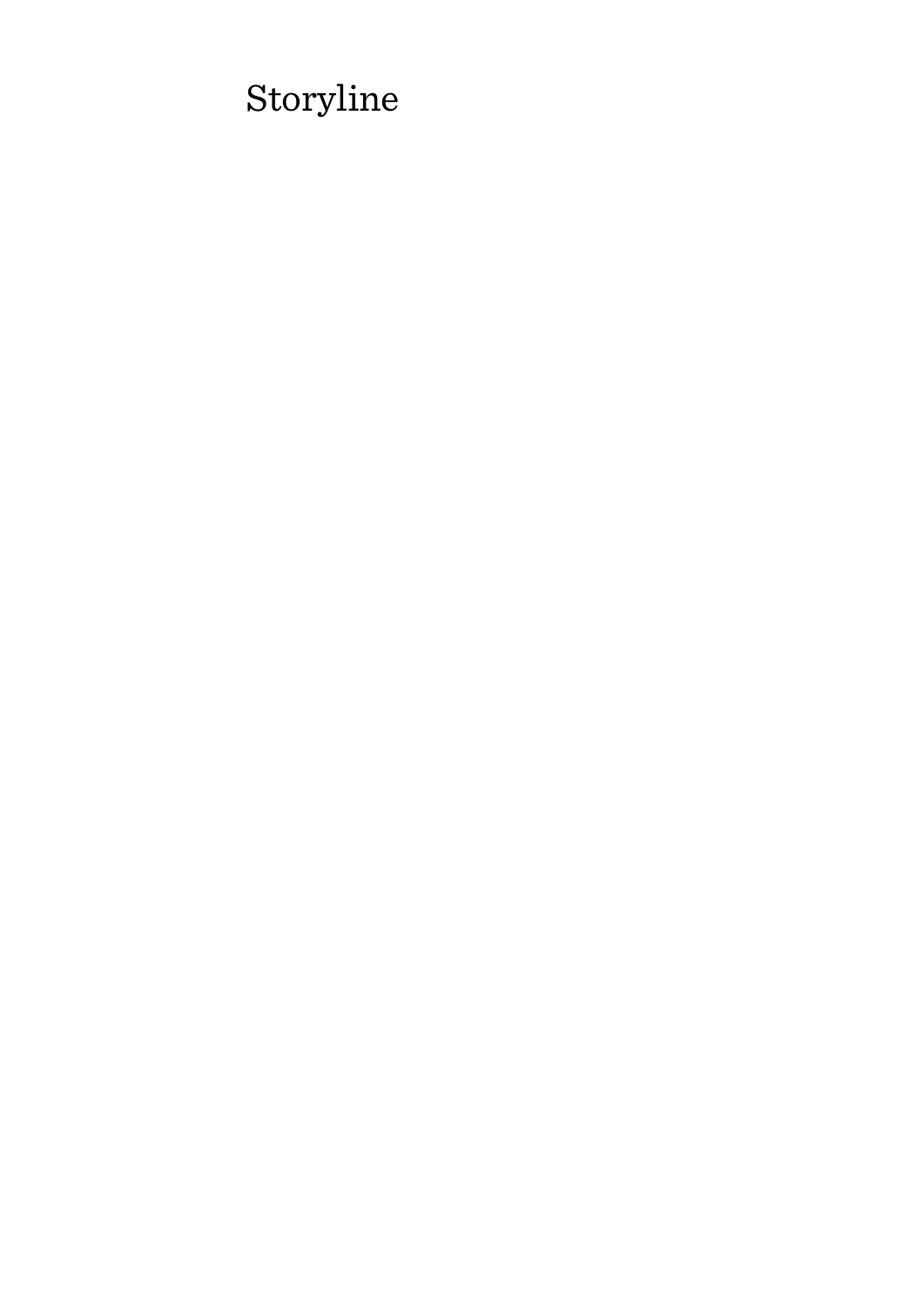Storyline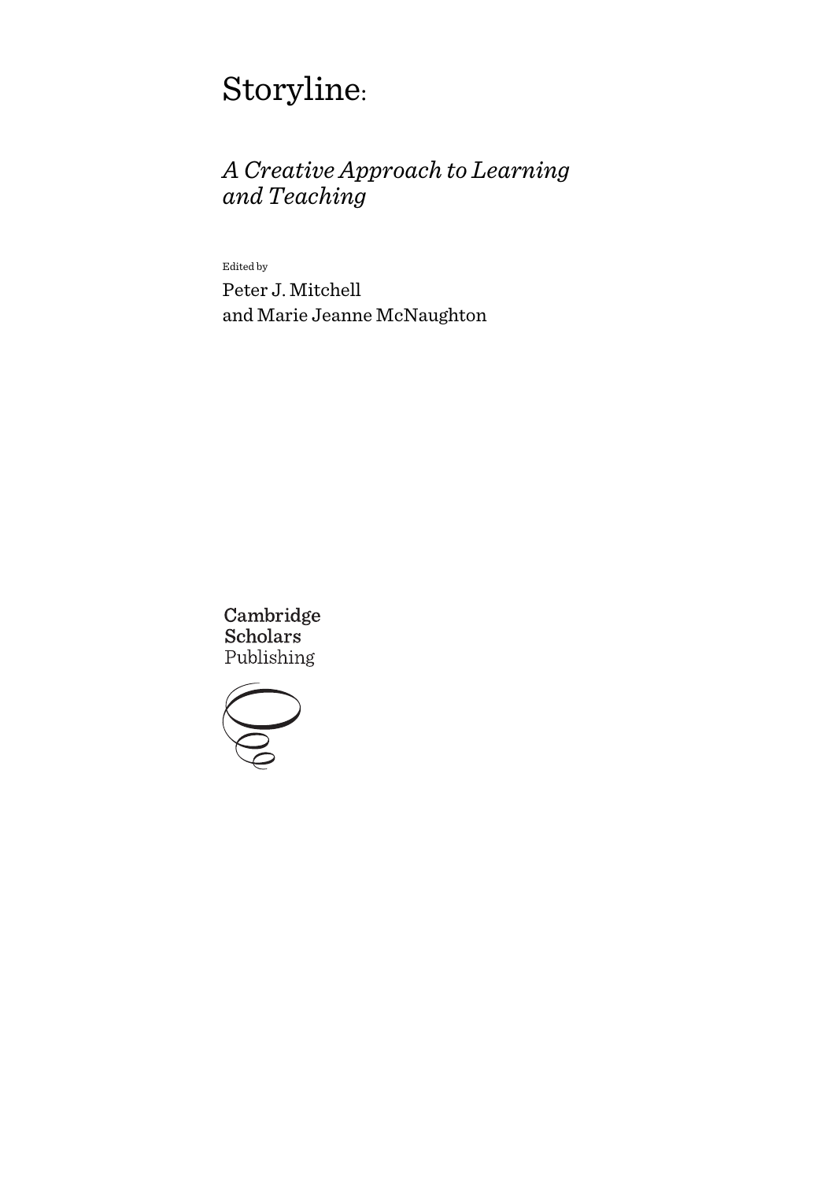# Storyline:

## *A Creative Approach to Learning and Teaching*

Edited by

Peter J. Mitchell
and Marie Jeanne McNaughton

Cambridge
Scholars
Publishing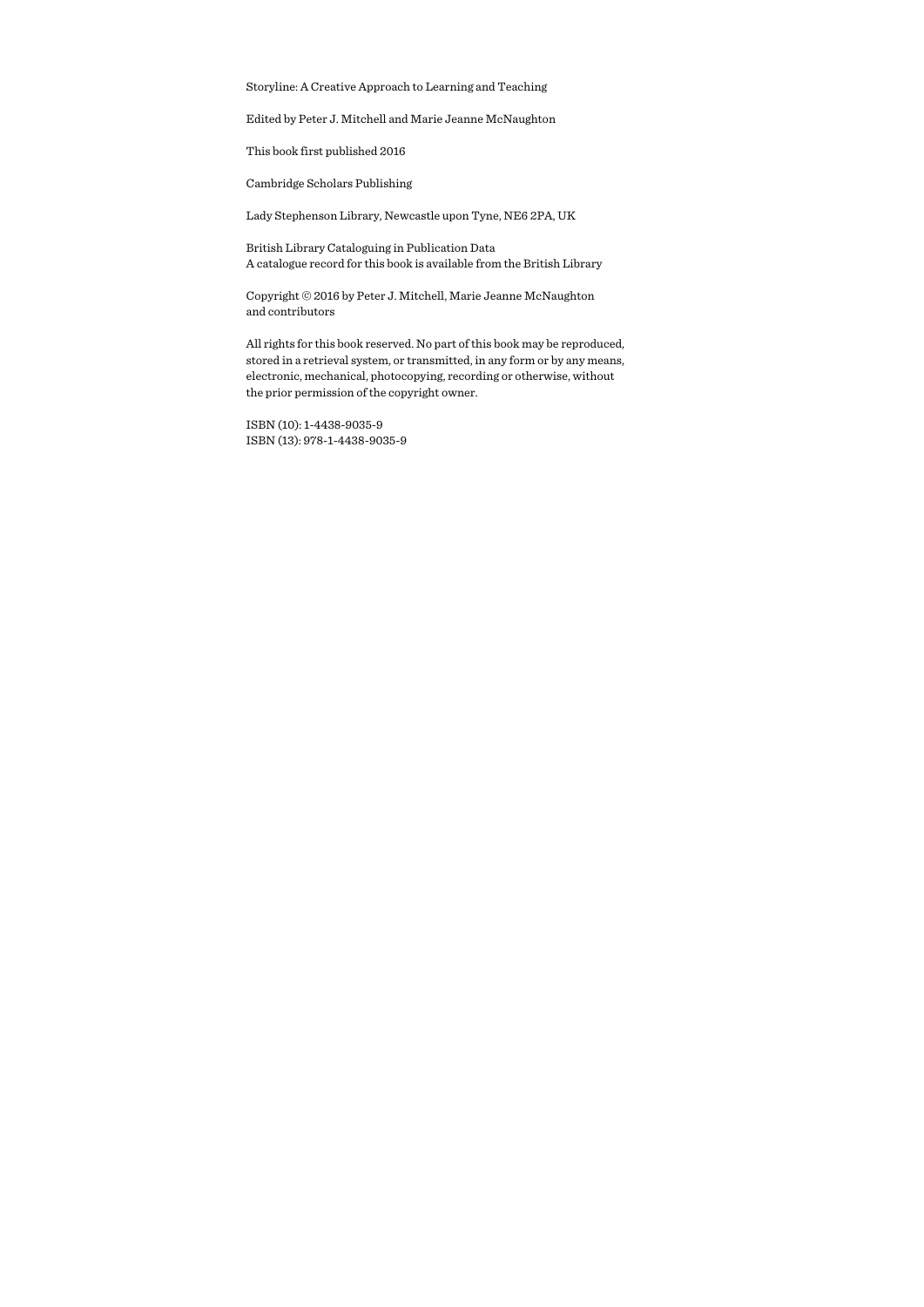Storyline: A Creative Approach to Learning and Teaching

Edited by Peter J. Mitchell and Marie Jeanne McNaughton

This book first published 2016

Cambridge Scholars Publishing

Lady Stephenson Library, Newcastle upon Tyne, NE6 2PA, UK

British Library Cataloguing in Publication Data
A catalogue record for this book is available from the British Library

Copyright © 2016 by Peter J. Mitchell, Marie Jeanne McNaughton
and contributors

All rights for this book reserved. No part of this book may be reproduced, stored in a retrieval system, or transmitted, in any form or by any means, electronic, mechanical, photocopying, recording or otherwise, without the prior permission of the copyright owner.

ISBN (10): 1-4438-9035-9
ISBN (13): 978-1-4438-9035-9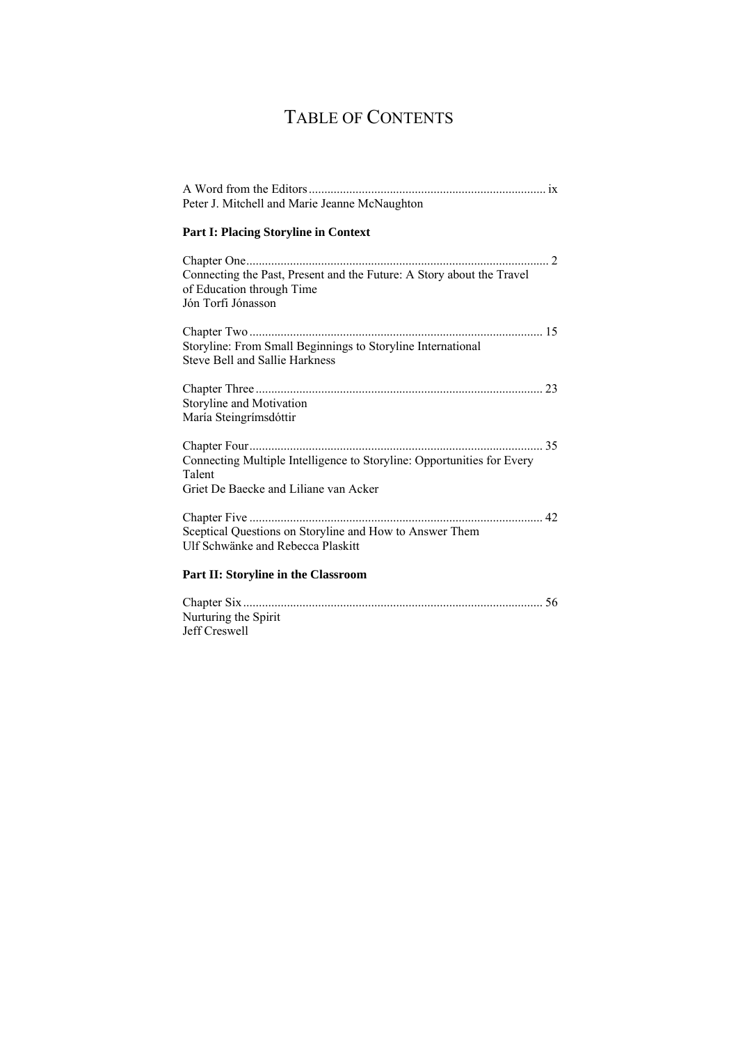# TABLE OF CONTENTS

A Word from the Editors ........................................................................... ix
Peter J. Mitchell and Marie Jeanne McNaughton

**Part I: Placing Storyline in Context**

Chapter One................................................................................................ 2
Connecting the Past, Present and the Future: A Story about the Travel of Education through Time
Jón Torfi Jónasson

Chapter Two ............................................................................................. 15
Storyline: From Small Beginnings to Storyline International
Steve Bell and Sallie Harkness

Chapter Three ........................................................................................... 23
Storyline and Motivation
María Steingrímsdóttir

Chapter Four............................................................................................. 35
Connecting Multiple Intelligence to Storyline: Opportunities for Every Talent
Griet De Baecke and Liliane van Acker

Chapter Five ............................................................................................. 42
Sceptical Questions on Storyline and How to Answer Them
Ulf Schwänke and Rebecca Plaskitt

**Part II: Storyline in the Classroom**

Chapter Six ............................................................................................... 56
Nurturing the Spirit
Jeff Creswell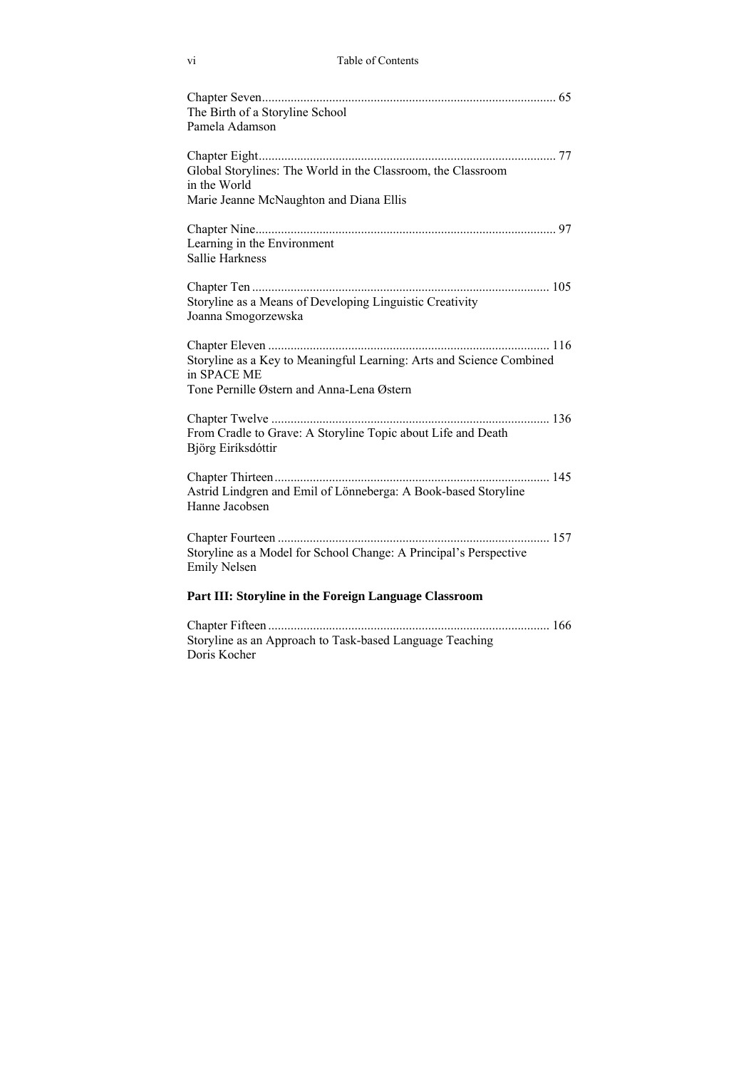Chapter Seven............................................................................................ 65
The Birth of a Storyline School
Pamela Adamson

Chapter Eight............................................................................................ 77
Global Storylines: The World in the Classroom, the Classroom in the World
Marie Jeanne McNaughton and Diana Ellis

Chapter Nine............................................................................................. 97
Learning in the Environment
Sallie Harkness

Chapter Ten ............................................................................................ 105
Storyline as a Means of Developing Linguistic Creativity
Joanna Smogorzewska

Chapter Eleven ....................................................................................... 116
Storyline as a Key to Meaningful Learning: Arts and Science Combined in SPACE ME
Tone Pernille Østern and Anna-Lena Østern

Chapter Twelve ...................................................................................... 136
From Cradle to Grave: A Storyline Topic about Life and Death
Björg Eiríksdóttir

Chapter Thirteen..................................................................................... 145
Astrid Lindgren and Emil of Lönneberga: A Book-based Storyline
Hanne Jacobsen

Chapter Fourteen .................................................................................... 157
Storyline as a Model for School Change: A Principal's Perspective
Emily Nelsen

**Part III: Storyline in the Foreign Language Classroom**

Chapter Fifteen....................................................................................... 166
Storyline as an Approach to Task-based Language Teaching
Doris Kocher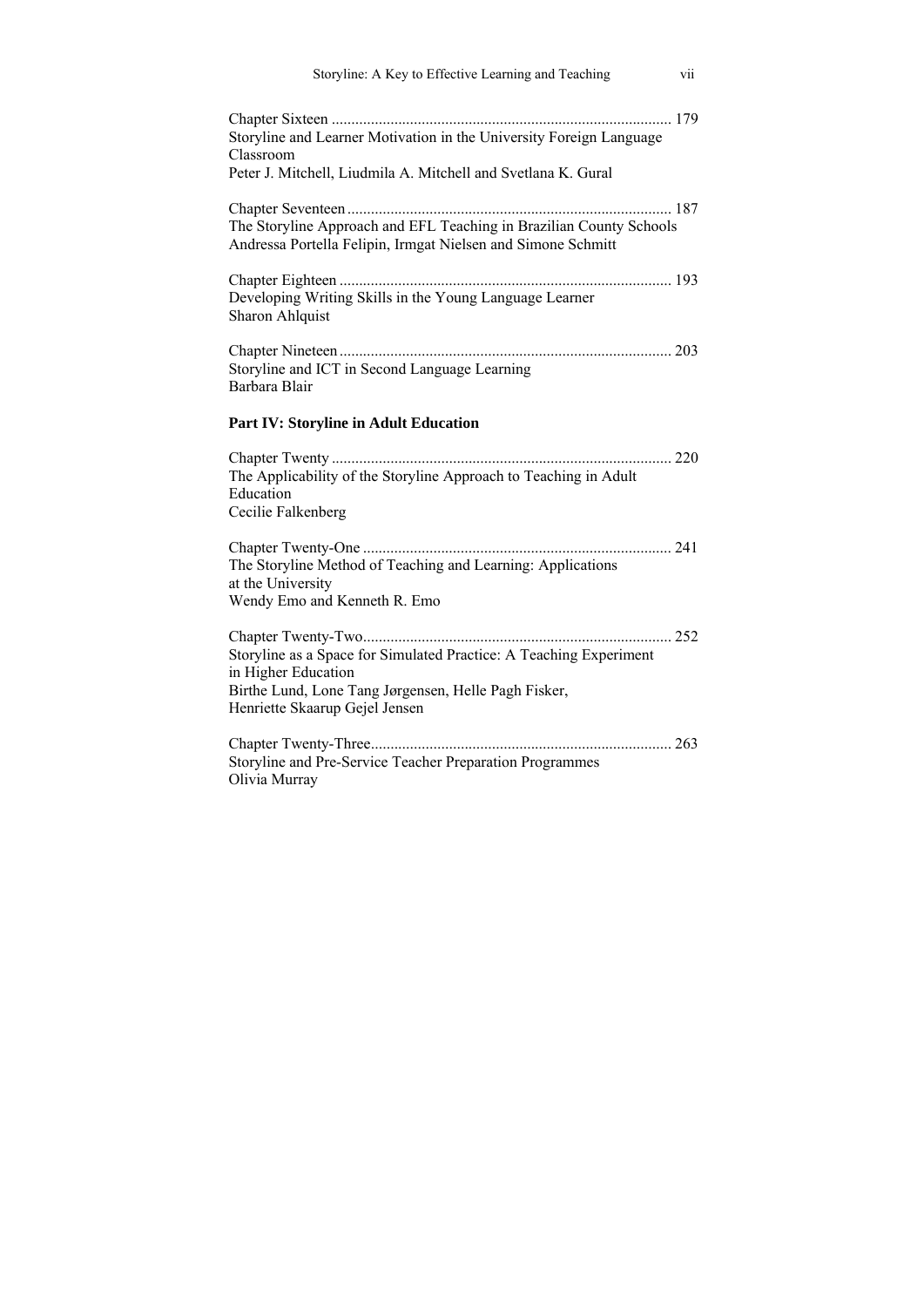Chapter Sixteen ...................................................................................... 179
Storyline and Learner Motivation in the University Foreign Language Classroom
Peter J. Mitchell, Liudmila A. Mitchell and Svetlana K. Gural

Chapter Seventeen .................................................................................. 187
The Storyline Approach and EFL Teaching in Brazilian County Schools
Andressa Portella Felipin, Irmgat Nielsen and Simone Schmitt

Chapter Eighteen .................................................................................... 193
Developing Writing Skills in the Young Language Learner
Sharon Ahlquist

Chapter Nineteen .................................................................................... 203
Storyline and ICT in Second Language Learning
Barbara Blair

**Part IV: Storyline in Adult Education**

Chapter Twenty ....................................................................................... 220
The Applicability of the Storyline Approach to Teaching in Adult Education
Cecilie Falkenberg

Chapter Twenty-One .............................................................................. 241
The Storyline Method of Teaching and Learning: Applications at the University
Wendy Emo and Kenneth R. Emo

Chapter Twenty-Two.............................................................................. 252
Storyline as a Space for Simulated Practice: A Teaching Experiment in Higher Education
Birthe Lund, Lone Tang Jørgensen, Helle Pagh Fisker, Henriette Skaarup Gejel Jensen

Chapter Twenty-Three............................................................................ 263
Storyline and Pre-Service Teacher Preparation Programmes
Olivia Murray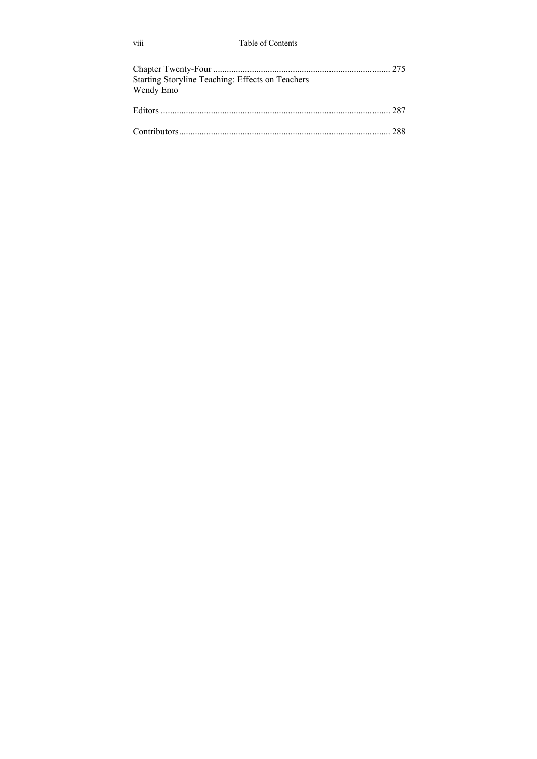Chapter Twenty-Four ............................................................................ 275
Starting Storyline Teaching: Effects on Teachers
Wendy Emo

Editors .................................................................................................... 287

Contributors............................................................................................ 288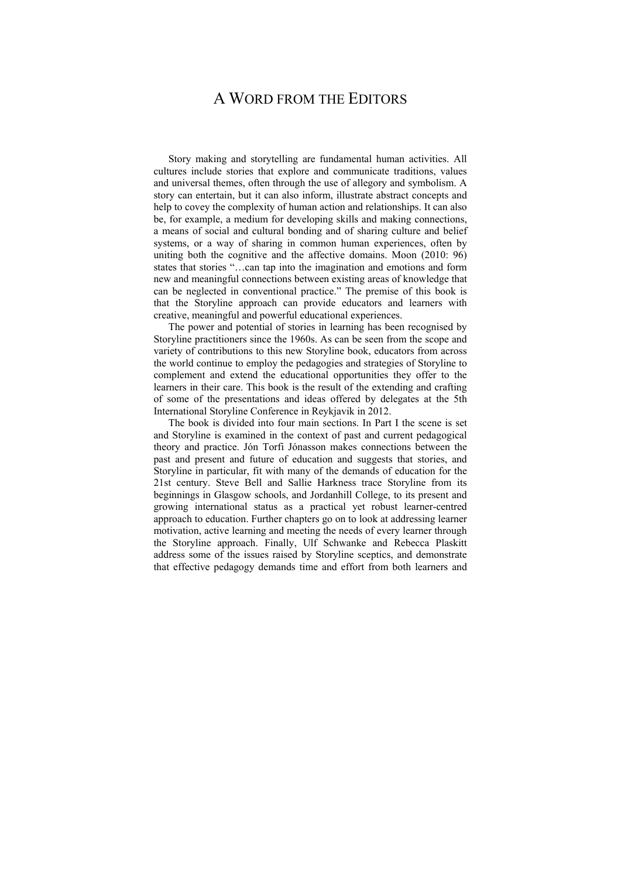# A Word from the Editors

Story making and storytelling are fundamental human activities. All cultures include stories that explore and communicate traditions, values and universal themes, often through the use of allegory and symbolism. A story can entertain, but it can also inform, illustrate abstract concepts and help to covey the complexity of human action and relationships. It can also be, for example, a medium for developing skills and making connections, a means of social and cultural bonding and of sharing culture and belief systems, or a way of sharing in common human experiences, often by uniting both the cognitive and the affective domains. Moon (2010: 96) states that stories "…can tap into the imagination and emotions and form new and meaningful connections between existing areas of knowledge that can be neglected in conventional practice." The premise of this book is that the Storyline approach can provide educators and learners with creative, meaningful and powerful educational experiences.

The power and potential of stories in learning has been recognised by Storyline practitioners since the 1960s. As can be seen from the scope and variety of contributions to this new Storyline book, educators from across the world continue to employ the pedagogies and strategies of Storyline to complement and extend the educational opportunities they offer to the learners in their care. This book is the result of the extending and crafting of some of the presentations and ideas offered by delegates at the 5th International Storyline Conference in Reykjavik in 2012.

The book is divided into four main sections. In Part I the scene is set and Storyline is examined in the context of past and current pedagogical theory and practice. Jón Torfi Jónasson makes connections between the past and present and future of education and suggests that stories, and Storyline in particular, fit with many of the demands of education for the 21st century. Steve Bell and Sallie Harkness trace Storyline from its beginnings in Glasgow schools, and Jordanhill College, to its present and growing international status as a practical yet robust learner-centred approach to education. Further chapters go on to look at addressing learner motivation, active learning and meeting the needs of every learner through the Storyline approach. Finally, Ulf Schwanke and Rebecca Plaskitt address some of the issues raised by Storyline sceptics, and demonstrate that effective pedagogy demands time and effort from both learners and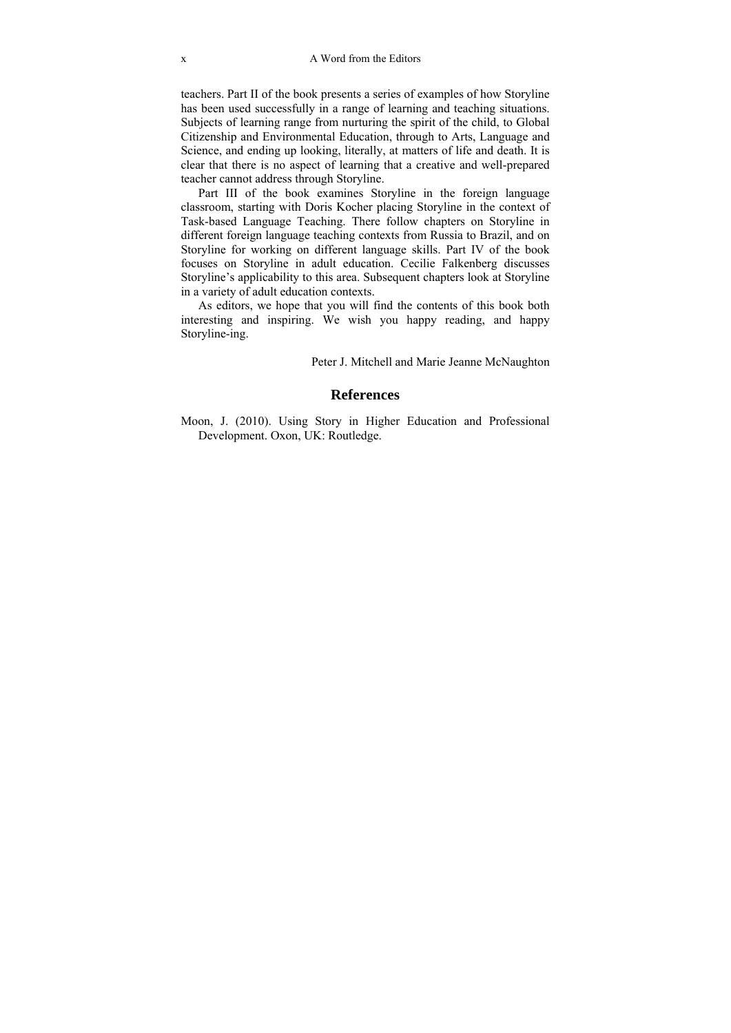teachers. Part II of the book presents a series of examples of how Storyline has been used successfully in a range of learning and teaching situations. Subjects of learning range from nurturing the spirit of the child, to Global Citizenship and Environmental Education, through to Arts, Language and Science, and ending up looking, literally, at matters of life and death. It is clear that there is no aspect of learning that a creative and well-prepared teacher cannot address through Storyline.

Part III of the book examines Storyline in the foreign language classroom, starting with Doris Kocher placing Storyline in the context of Task-based Language Teaching. There follow chapters on Storyline in different foreign language teaching contexts from Russia to Brazil, and on Storyline for working on different language skills. Part IV of the book focuses on Storyline in adult education. Cecilie Falkenberg discusses Storyline's applicability to this area. Subsequent chapters look at Storyline in a variety of adult education contexts.

As editors, we hope that you will find the contents of this book both interesting and inspiring. We wish you happy reading, and happy Storyline-ing.

Peter J. Mitchell and Marie Jeanne McNaughton

## References

Moon, J. (2010). Using Story in Higher Education and Professional Development. Oxon, UK: Routledge.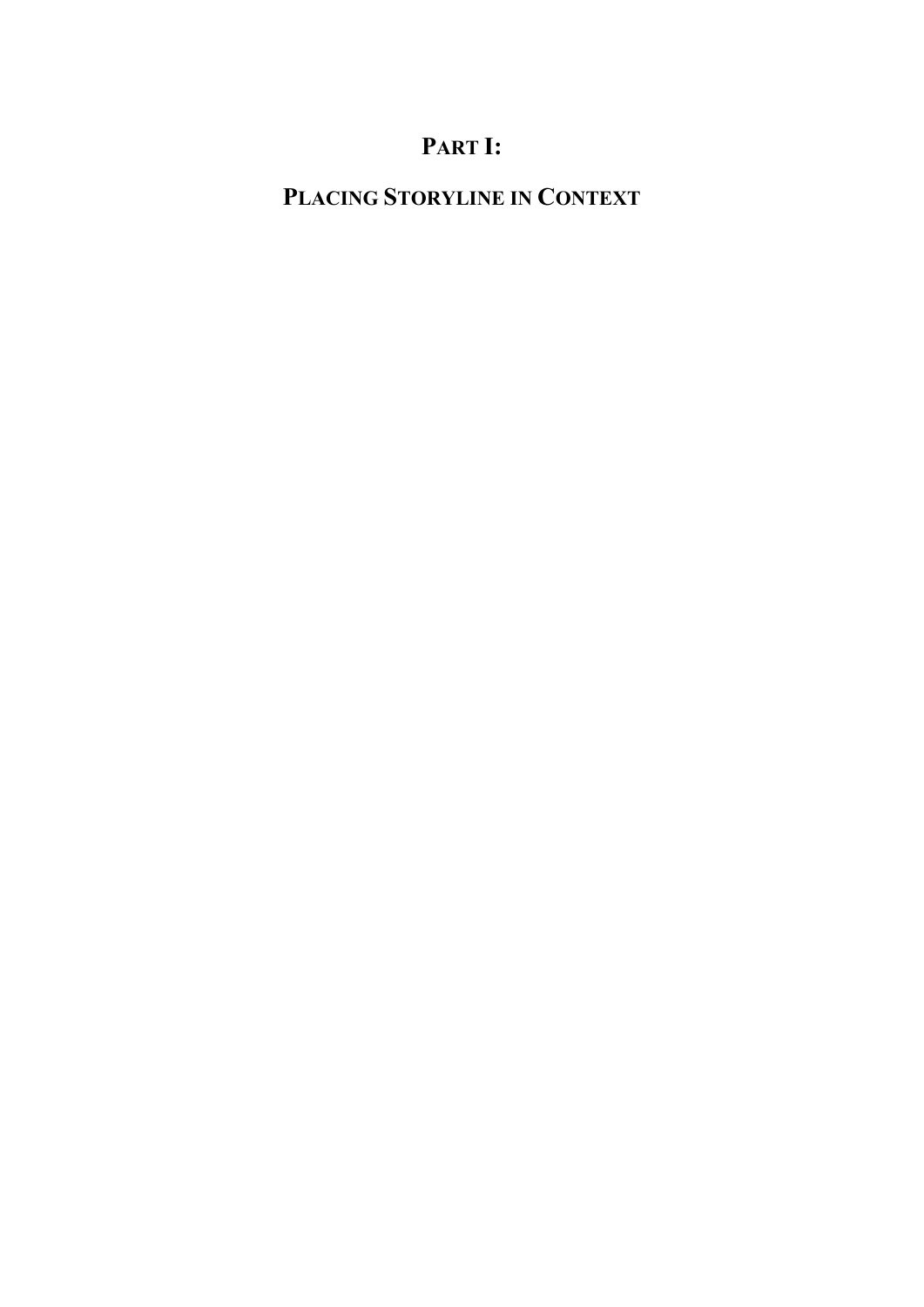# PART I:

# PLACING STORYLINE IN CONTEXT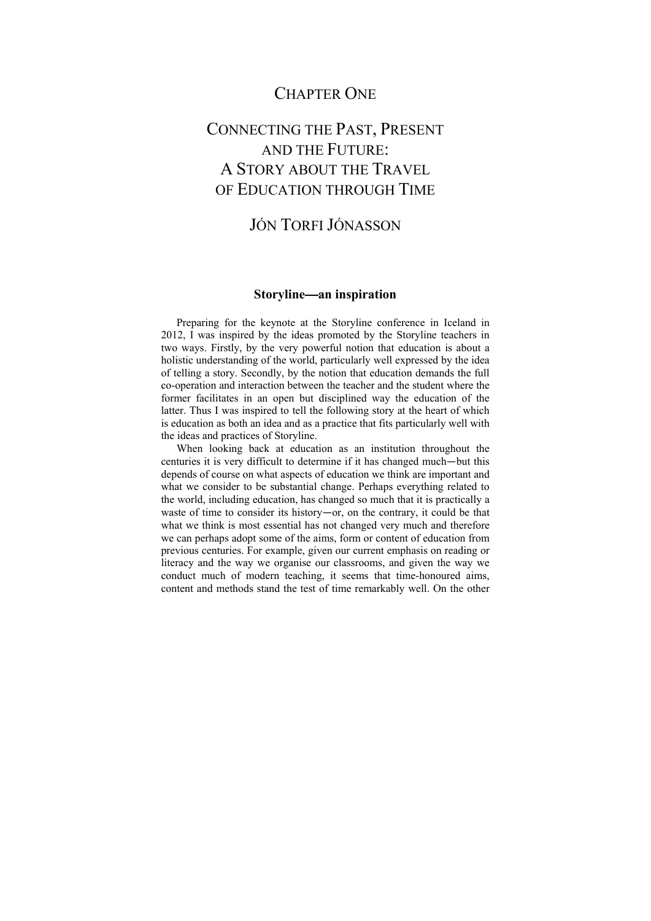# CHAPTER ONE

# CONNECTING THE PAST, PRESENT AND THE FUTURE: A STORY ABOUT THE TRAVEL OF EDUCATION THROUGH TIME

## JÓN TORFI JÓNASSON

### Storyline—an inspiration

Preparing for the keynote at the Storyline conference in Iceland in 2012, I was inspired by the ideas promoted by the Storyline teachers in two ways. Firstly, by the very powerful notion that education is about a holistic understanding of the world, particularly well expressed by the idea of telling a story. Secondly, by the notion that education demands the full co-operation and interaction between the teacher and the student where the former facilitates in an open but disciplined way the education of the latter. Thus I was inspired to tell the following story at the heart of which is education as both an idea and as a practice that fits particularly well with the ideas and practices of Storyline.

When looking back at education as an institution throughout the centuries it is very difficult to determine if it has changed much—but this depends of course on what aspects of education we think are important and what we consider to be substantial change. Perhaps everything related to the world, including education, has changed so much that it is practically a waste of time to consider its history—or, on the contrary, it could be that what we think is most essential has not changed very much and therefore we can perhaps adopt some of the aims, form or content of education from previous centuries. For example, given our current emphasis on reading or literacy and the way we organise our classrooms, and given the way we conduct much of modern teaching, it seems that time-honoured aims, content and methods stand the test of time remarkably well. On the other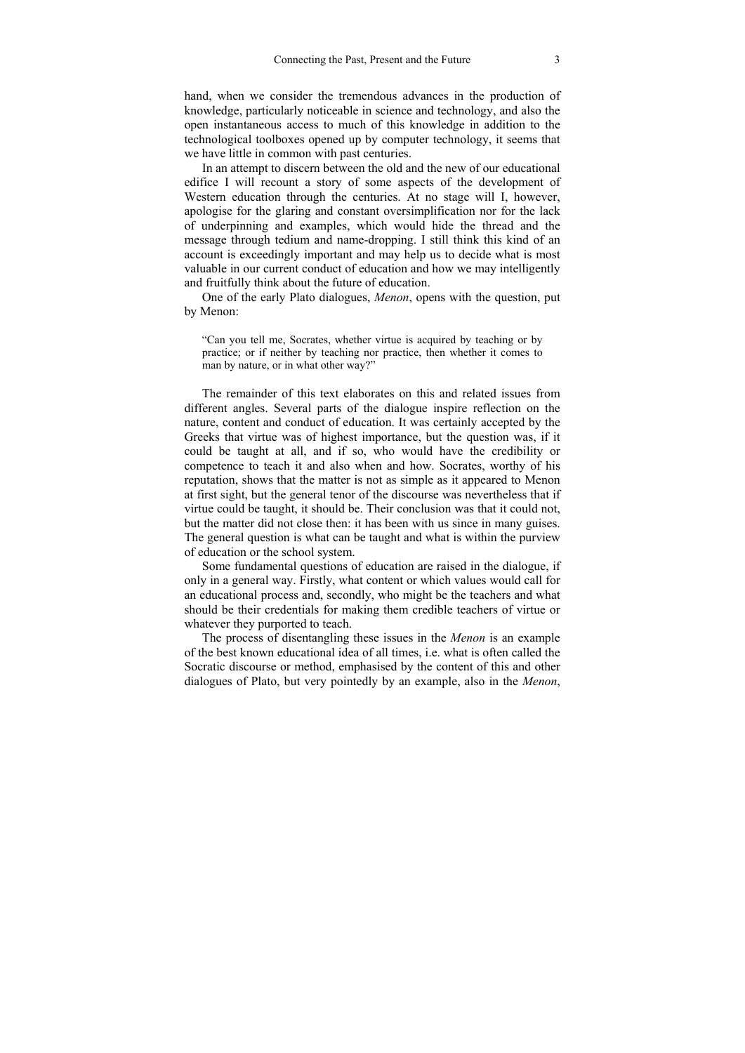hand, when we consider the tremendous advances in the production of knowledge, particularly noticeable in science and technology, and also the open instantaneous access to much of this knowledge in addition to the technological toolboxes opened up by computer technology, it seems that we have little in common with past centuries.

In an attempt to discern between the old and the new of our educational edifice I will recount a story of some aspects of the development of Western education through the centuries. At no stage will I, however, apologise for the glaring and constant oversimplification nor for the lack of underpinning and examples, which would hide the thread and the message through tedium and name-dropping. I still think this kind of an account is exceedingly important and may help us to decide what is most valuable in our current conduct of education and how we may intelligently and fruitfully think about the future of education.

One of the early Plato dialogues, *Menon*, opens with the question, put by Menon:

> "Can you tell me, Socrates, whether virtue is acquired by teaching or by practice; or if neither by teaching nor practice, then whether it comes to man by nature, or in what other way?"

The remainder of this text elaborates on this and related issues from different angles. Several parts of the dialogue inspire reflection on the nature, content and conduct of education. It was certainly accepted by the Greeks that virtue was of highest importance, but the question was, if it could be taught at all, and if so, who would have the credibility or competence to teach it and also when and how. Socrates, worthy of his reputation, shows that the matter is not as simple as it appeared to Menon at first sight, but the general tenor of the discourse was nevertheless that if virtue could be taught, it should be. Their conclusion was that it could not, but the matter did not close then: it has been with us since in many guises. The general question is what can be taught and what is within the purview of education or the school system.

Some fundamental questions of education are raised in the dialogue, if only in a general way. Firstly, what content or which values would call for an educational process and, secondly, who might be the teachers and what should be their credentials for making them credible teachers of virtue or whatever they purported to teach.

The process of disentangling these issues in the *Menon* is an example of the best known educational idea of all times, i.e. what is often called the Socratic discourse or method, emphasised by the content of this and other dialogues of Plato, but very pointedly by an example, also in the *Menon*,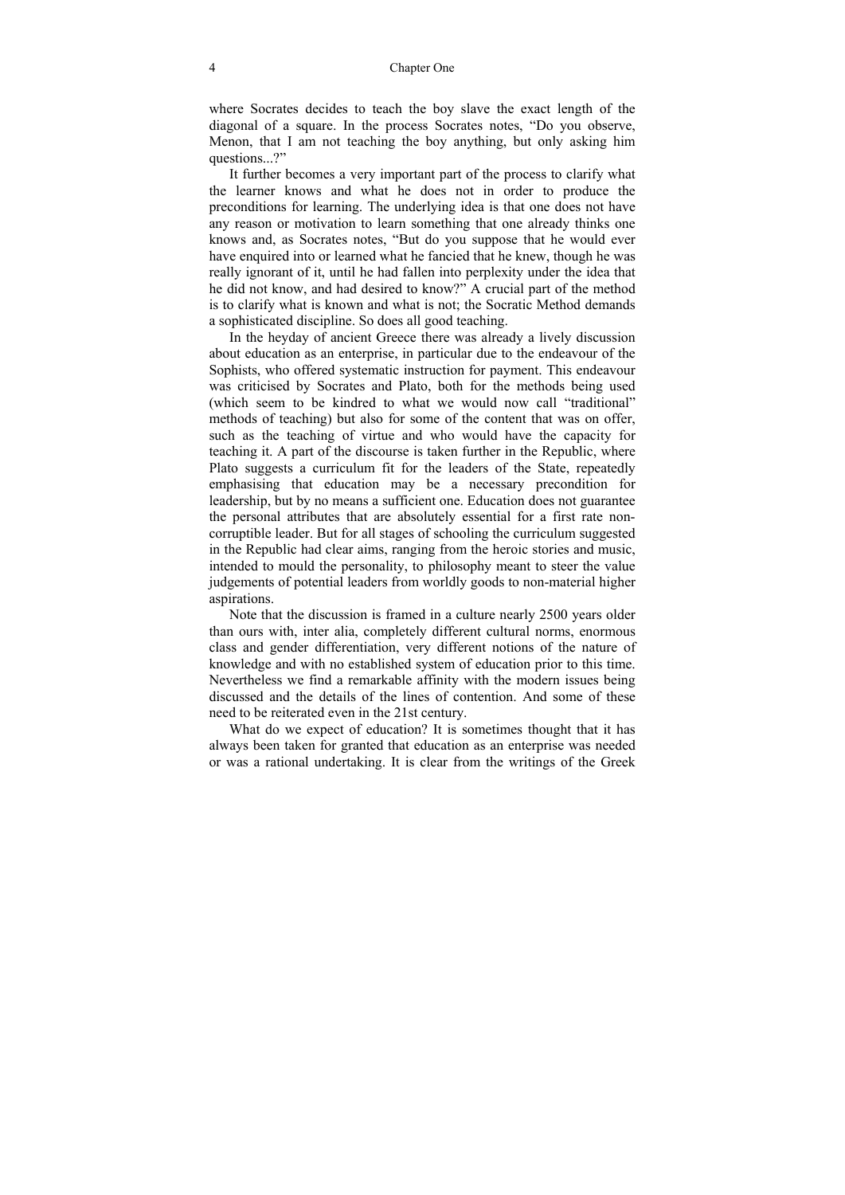where Socrates decides to teach the boy slave the exact length of the diagonal of a square. In the process Socrates notes, "Do you observe, Menon, that I am not teaching the boy anything, but only asking him questions...?"

It further becomes a very important part of the process to clarify what the learner knows and what he does not in order to produce the preconditions for learning. The underlying idea is that one does not have any reason or motivation to learn something that one already thinks one knows and, as Socrates notes, "But do you suppose that he would ever have enquired into or learned what he fancied that he knew, though he was really ignorant of it, until he had fallen into perplexity under the idea that he did not know, and had desired to know?" A crucial part of the method is to clarify what is known and what is not; the Socratic Method demands a sophisticated discipline. So does all good teaching.

In the heyday of ancient Greece there was already a lively discussion about education as an enterprise, in particular due to the endeavour of the Sophists, who offered systematic instruction for payment. This endeavour was criticised by Socrates and Plato, both for the methods being used (which seem to be kindred to what we would now call "traditional" methods of teaching) but also for some of the content that was on offer, such as the teaching of virtue and who would have the capacity for teaching it. A part of the discourse is taken further in the Republic, where Plato suggests a curriculum fit for the leaders of the State, repeatedly emphasising that education may be a necessary precondition for leadership, but by no means a sufficient one. Education does not guarantee the personal attributes that are absolutely essential for a first rate non-corruptible leader. But for all stages of schooling the curriculum suggested in the Republic had clear aims, ranging from the heroic stories and music, intended to mould the personality, to philosophy meant to steer the value judgements of potential leaders from worldly goods to non-material higher aspirations.

Note that the discussion is framed in a culture nearly 2500 years older than ours with, inter alia, completely different cultural norms, enormous class and gender differentiation, very different notions of the nature of knowledge and with no established system of education prior to this time. Nevertheless we find a remarkable affinity with the modern issues being discussed and the details of the lines of contention. And some of these need to be reiterated even in the 21st century.

What do we expect of education? It is sometimes thought that it has always been taken for granted that education as an enterprise was needed or was a rational undertaking. It is clear from the writings of the Greek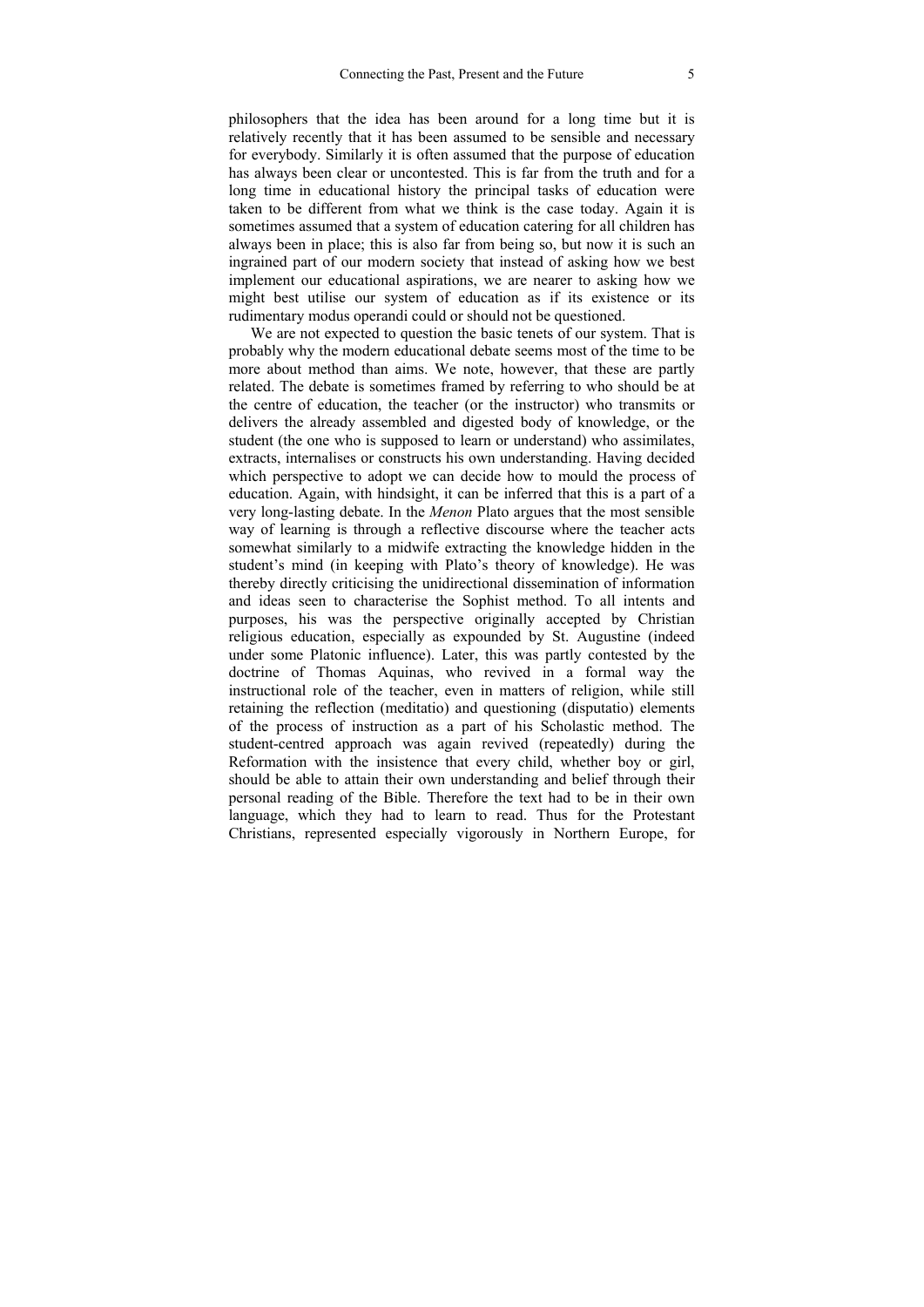philosophers that the idea has been around for a long time but it is relatively recently that it has been assumed to be sensible and necessary for everybody. Similarly it is often assumed that the purpose of education has always been clear or uncontested. This is far from the truth and for a long time in educational history the principal tasks of education were taken to be different from what we think is the case today. Again it is sometimes assumed that a system of education catering for all children has always been in place; this is also far from being so, but now it is such an ingrained part of our modern society that instead of asking how we best implement our educational aspirations, we are nearer to asking how we might best utilise our system of education as if its existence or its rudimentary modus operandi could or should not be questioned.

We are not expected to question the basic tenets of our system. That is probably why the modern educational debate seems most of the time to be more about method than aims. We note, however, that these are partly related. The debate is sometimes framed by referring to who should be at the centre of education, the teacher (or the instructor) who transmits or delivers the already assembled and digested body of knowledge, or the student (the one who is supposed to learn or understand) who assimilates, extracts, internalises or constructs his own understanding. Having decided which perspective to adopt we can decide how to mould the process of education. Again, with hindsight, it can be inferred that this is a part of a very long-lasting debate. In the *Menon* Plato argues that the most sensible way of learning is through a reflective discourse where the teacher acts somewhat similarly to a midwife extracting the knowledge hidden in the student's mind (in keeping with Plato's theory of knowledge). He was thereby directly criticising the unidirectional dissemination of information and ideas seen to characterise the Sophist method. To all intents and purposes, his was the perspective originally accepted by Christian religious education, especially as expounded by St. Augustine (indeed under some Platonic influence). Later, this was partly contested by the doctrine of Thomas Aquinas, who revived in a formal way the instructional role of the teacher, even in matters of religion, while still retaining the reflection (meditatio) and questioning (disputatio) elements of the process of instruction as a part of his Scholastic method. The student-centred approach was again revived (repeatedly) during the Reformation with the insistence that every child, whether boy or girl, should be able to attain their own understanding and belief through their personal reading of the Bible. Therefore the text had to be in their own language, which they had to learn to read. Thus for the Protestant Christians, represented especially vigorously in Northern Europe, for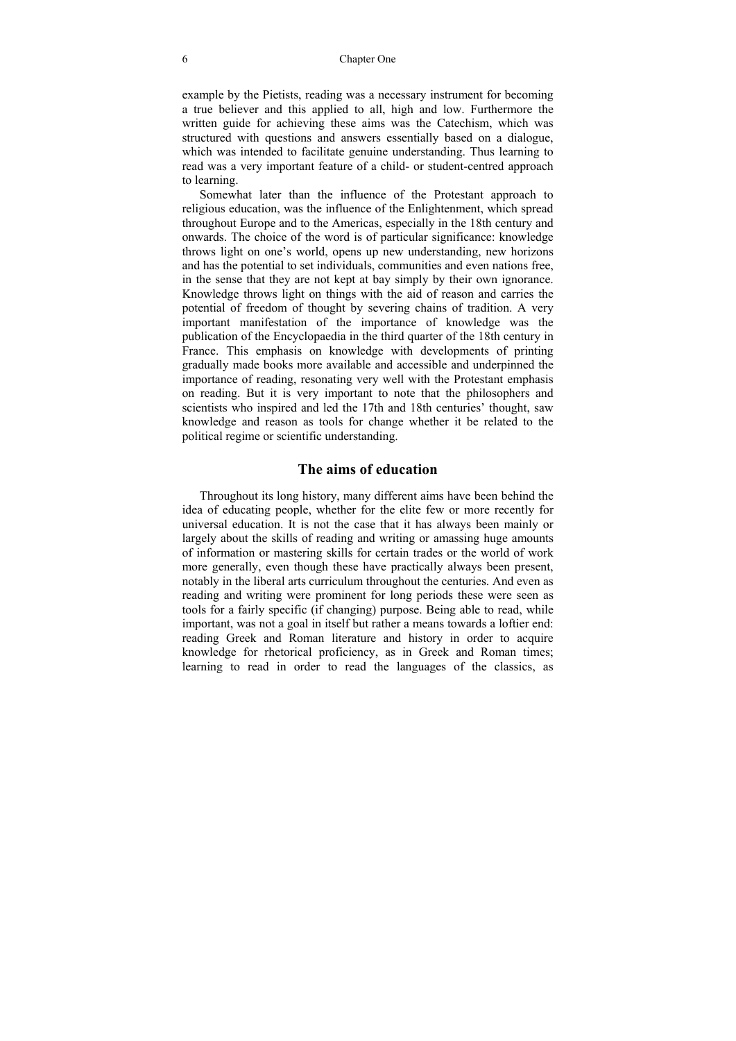example by the Pietists, reading was a necessary instrument for becoming a true believer and this applied to all, high and low. Furthermore the written guide for achieving these aims was the Catechism, which was structured with questions and answers essentially based on a dialogue, which was intended to facilitate genuine understanding. Thus learning to read was a very important feature of a child- or student-centred approach to learning.

Somewhat later than the influence of the Protestant approach to religious education, was the influence of the Enlightenment, which spread throughout Europe and to the Americas, especially in the 18th century and onwards. The choice of the word is of particular significance: knowledge throws light on one's world, opens up new understanding, new horizons and has the potential to set individuals, communities and even nations free, in the sense that they are not kept at bay simply by their own ignorance. Knowledge throws light on things with the aid of reason and carries the potential of freedom of thought by severing chains of tradition. A very important manifestation of the importance of knowledge was the publication of the Encyclopaedia in the third quarter of the 18th century in France. This emphasis on knowledge with developments of printing gradually made books more available and accessible and underpinned the importance of reading, resonating very well with the Protestant emphasis on reading. But it is very important to note that the philosophers and scientists who inspired and led the 17th and 18th centuries' thought, saw knowledge and reason as tools for change whether it be related to the political regime or scientific understanding.

## The aims of education

Throughout its long history, many different aims have been behind the idea of educating people, whether for the elite few or more recently for universal education. It is not the case that it has always been mainly or largely about the skills of reading and writing or amassing huge amounts of information or mastering skills for certain trades or the world of work more generally, even though these have practically always been present, notably in the liberal arts curriculum throughout the centuries. And even as reading and writing were prominent for long periods these were seen as tools for a fairly specific (if changing) purpose. Being able to read, while important, was not a goal in itself but rather a means towards a loftier end: reading Greek and Roman literature and history in order to acquire knowledge for rhetorical proficiency, as in Greek and Roman times; learning to read in order to read the languages of the classics, as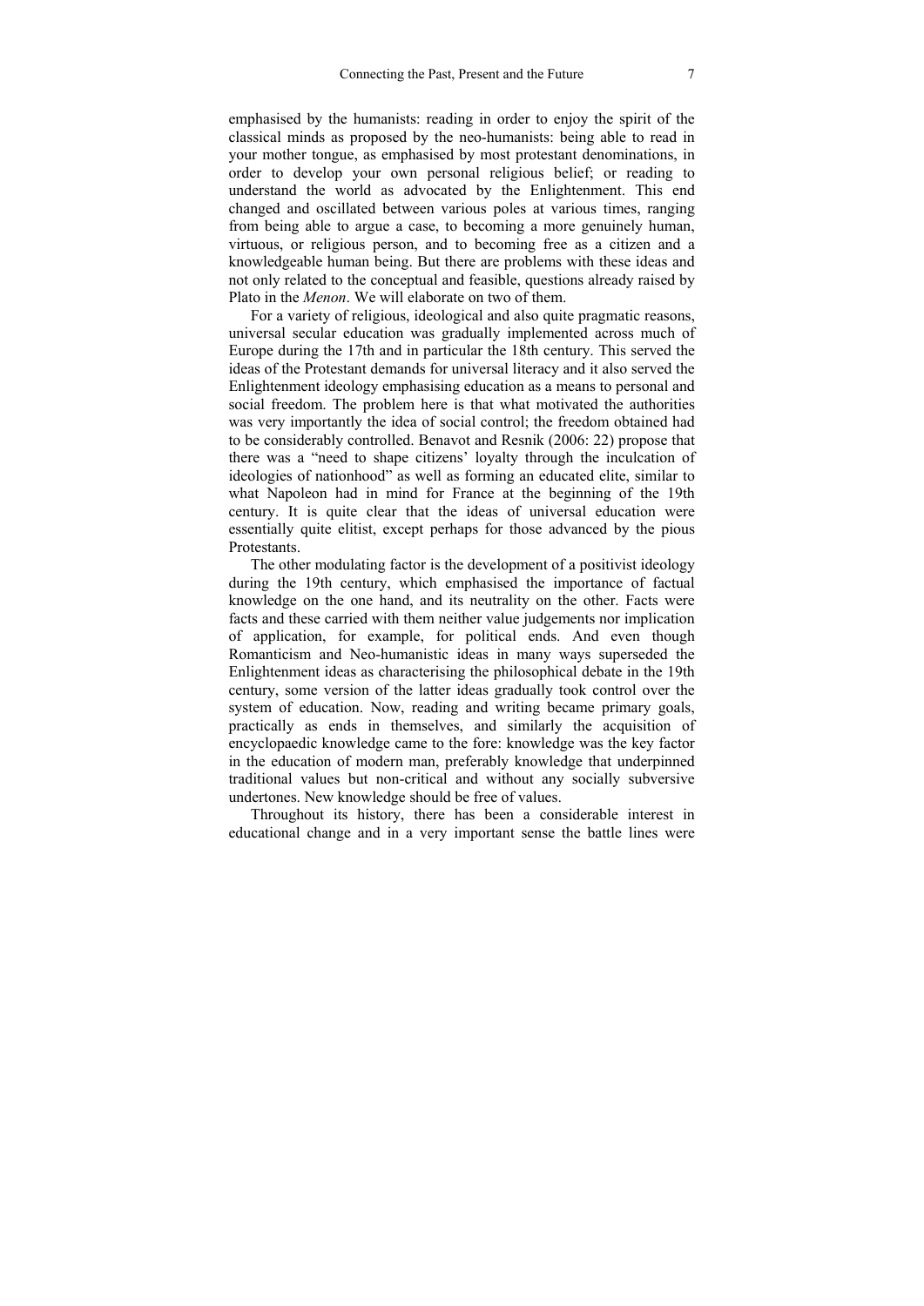emphasised by the humanists: reading in order to enjoy the spirit of the classical minds as proposed by the neo-humanists: being able to read in your mother tongue, as emphasised by most protestant denominations, in order to develop your own personal religious belief; or reading to understand the world as advocated by the Enlightenment. This end changed and oscillated between various poles at various times, ranging from being able to argue a case, to becoming a more genuinely human, virtuous, or religious person, and to becoming free as a citizen and a knowledgeable human being. But there are problems with these ideas and not only related to the conceptual and feasible, questions already raised by Plato in the *Menon*. We will elaborate on two of them.

For a variety of religious, ideological and also quite pragmatic reasons, universal secular education was gradually implemented across much of Europe during the 17th and in particular the 18th century. This served the ideas of the Protestant demands for universal literacy and it also served the Enlightenment ideology emphasising education as a means to personal and social freedom. The problem here is that what motivated the authorities was very importantly the idea of social control; the freedom obtained had to be considerably controlled. Benavot and Resnik (2006: 22) propose that there was a "need to shape citizens' loyalty through the inculcation of ideologies of nationhood" as well as forming an educated elite, similar to what Napoleon had in mind for France at the beginning of the 19th century. It is quite clear that the ideas of universal education were essentially quite elitist, except perhaps for those advanced by the pious Protestants.

The other modulating factor is the development of a positivist ideology during the 19th century, which emphasised the importance of factual knowledge on the one hand, and its neutrality on the other. Facts were facts and these carried with them neither value judgements nor implication of application, for example, for political ends. And even though Romanticism and Neo-humanistic ideas in many ways superseded the Enlightenment ideas as characterising the philosophical debate in the 19th century, some version of the latter ideas gradually took control over the system of education. Now, reading and writing became primary goals, practically as ends in themselves, and similarly the acquisition of encyclopaedic knowledge came to the fore: knowledge was the key factor in the education of modern man, preferably knowledge that underpinned traditional values but non-critical and without any socially subversive undertones. New knowledge should be free of values.

Throughout its history, there has been a considerable interest in educational change and in a very important sense the battle lines were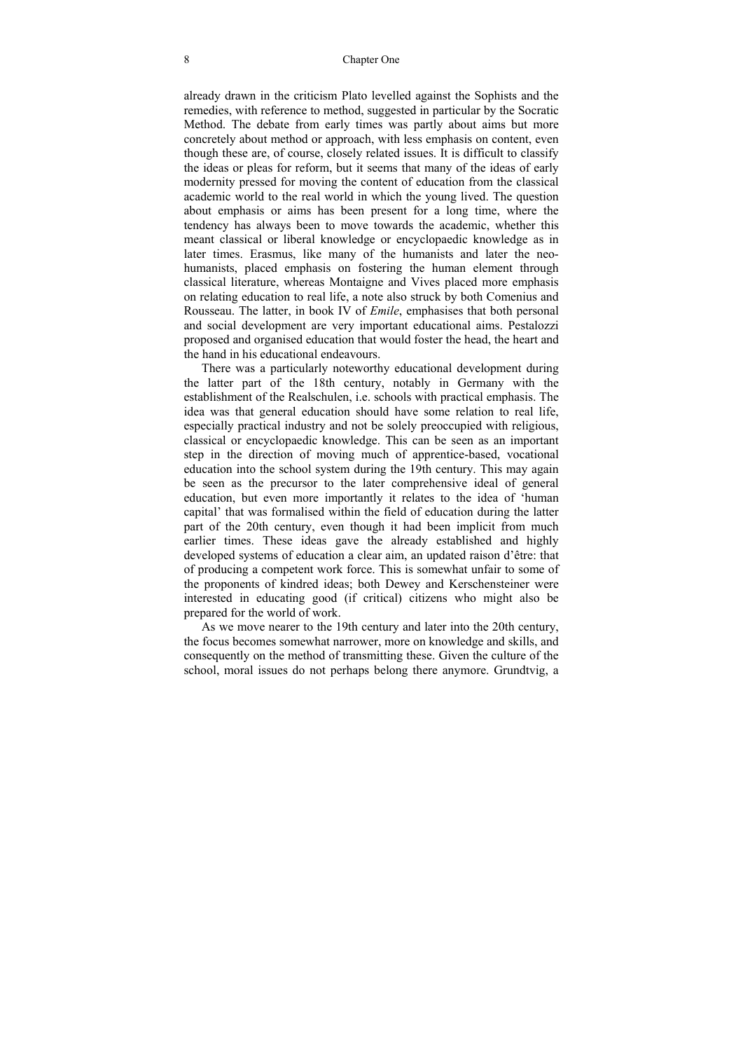already drawn in the criticism Plato levelled against the Sophists and the remedies, with reference to method, suggested in particular by the Socratic Method. The debate from early times was partly about aims but more concretely about method or approach, with less emphasis on content, even though these are, of course, closely related issues. It is difficult to classify the ideas or pleas for reform, but it seems that many of the ideas of early modernity pressed for moving the content of education from the classical academic world to the real world in which the young lived. The question about emphasis or aims has been present for a long time, where the tendency has always been to move towards the academic, whether this meant classical or liberal knowledge or encyclopaedic knowledge as in later times. Erasmus, like many of the humanists and later the neo-humanists, placed emphasis on fostering the human element through classical literature, whereas Montaigne and Vives placed more emphasis on relating education to real life, a note also struck by both Comenius and Rousseau. The latter, in book IV of *Emile*, emphasises that both personal and social development are very important educational aims. Pestalozzi proposed and organised education that would foster the head, the heart and the hand in his educational endeavours.

There was a particularly noteworthy educational development during the latter part of the 18th century, notably in Germany with the establishment of the Realschulen, i.e. schools with practical emphasis. The idea was that general education should have some relation to real life, especially practical industry and not be solely preoccupied with religious, classical or encyclopaedic knowledge. This can be seen as an important step in the direction of moving much of apprentice-based, vocational education into the school system during the 19th century. This may again be seen as the precursor to the later comprehensive ideal of general education, but even more importantly it relates to the idea of 'human capital' that was formalised within the field of education during the latter part of the 20th century, even though it had been implicit from much earlier times. These ideas gave the already established and highly developed systems of education a clear aim, an updated raison d'être: that of producing a competent work force. This is somewhat unfair to some of the proponents of kindred ideas; both Dewey and Kerschensteiner were interested in educating good (if critical) citizens who might also be prepared for the world of work.

As we move nearer to the 19th century and later into the 20th century, the focus becomes somewhat narrower, more on knowledge and skills, and consequently on the method of transmitting these. Given the culture of the school, moral issues do not perhaps belong there anymore. Grundtvig, a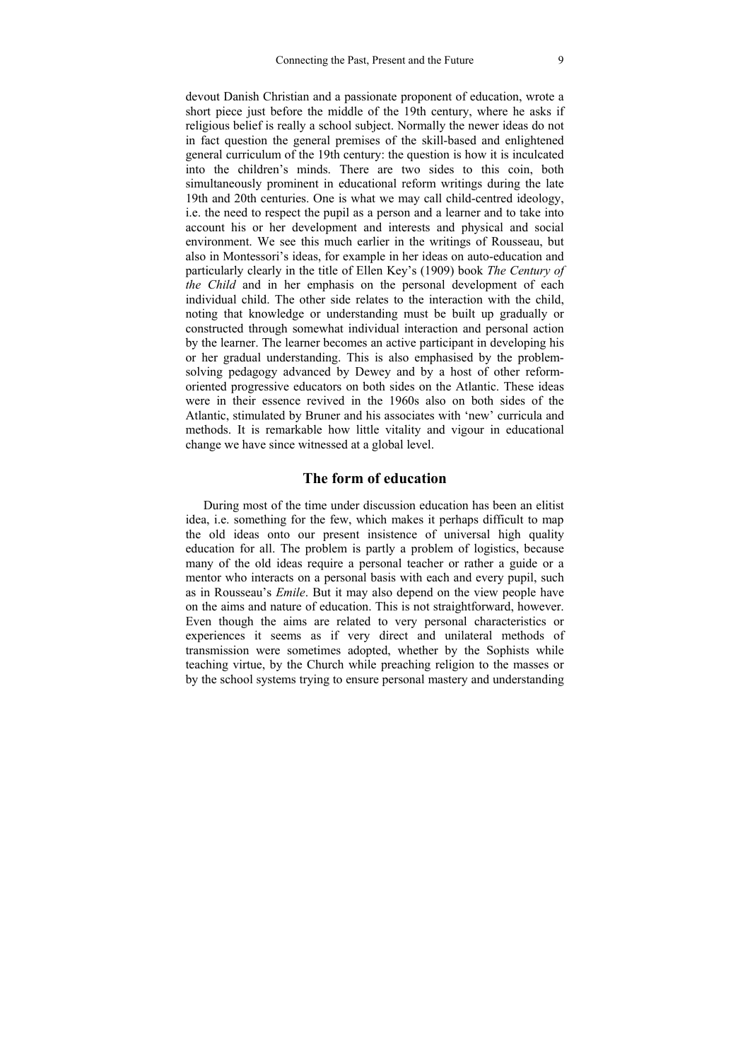devout Danish Christian and a passionate proponent of education, wrote a short piece just before the middle of the 19th century, where he asks if religious belief is really a school subject. Normally the newer ideas do not in fact question the general premises of the skill-based and enlightened general curriculum of the 19th century: the question is how it is inculcated into the children's minds. There are two sides to this coin, both simultaneously prominent in educational reform writings during the late 19th and 20th centuries. One is what we may call child-centred ideology, i.e. the need to respect the pupil as a person and a learner and to take into account his or her development and interests and physical and social environment. We see this much earlier in the writings of Rousseau, but also in Montessori's ideas, for example in her ideas on auto-education and particularly clearly in the title of Ellen Key's (1909) book *The Century of the Child* and in her emphasis on the personal development of each individual child. The other side relates to the interaction with the child, noting that knowledge or understanding must be built up gradually or constructed through somewhat individual interaction and personal action by the learner. The learner becomes an active participant in developing his or her gradual understanding. This is also emphasised by the problem-solving pedagogy advanced by Dewey and by a host of other reform-oriented progressive educators on both sides on the Atlantic. These ideas were in their essence revived in the 1960s also on both sides of the Atlantic, stimulated by Bruner and his associates with 'new' curricula and methods. It is remarkable how little vitality and vigour in educational change we have since witnessed at a global level.

## The form of education

During most of the time under discussion education has been an elitist idea, i.e. something for the few, which makes it perhaps difficult to map the old ideas onto our present insistence of universal high quality education for all. The problem is partly a problem of logistics, because many of the old ideas require a personal teacher or rather a guide or a mentor who interacts on a personal basis with each and every pupil, such as in Rousseau's *Emile*. But it may also depend on the view people have on the aims and nature of education. This is not straightforward, however. Even though the aims are related to very personal characteristics or experiences it seems as if very direct and unilateral methods of transmission were sometimes adopted, whether by the Sophists while teaching virtue, by the Church while preaching religion to the masses or by the school systems trying to ensure personal mastery and understanding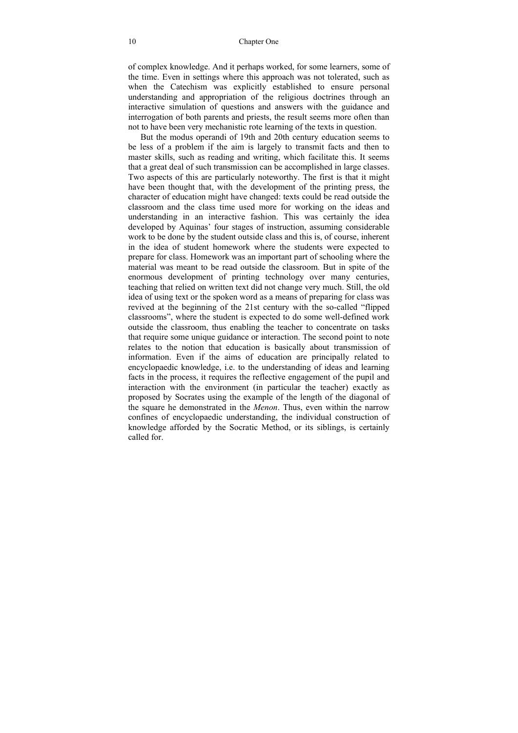of complex knowledge. And it perhaps worked, for some learners, some of the time. Even in settings where this approach was not tolerated, such as when the Catechism was explicitly established to ensure personal understanding and appropriation of the religious doctrines through an interactive simulation of questions and answers with the guidance and interrogation of both parents and priests, the result seems more often than not to have been very mechanistic rote learning of the texts in question.

But the modus operandi of 19th and 20th century education seems to be less of a problem if the aim is largely to transmit facts and then to master skills, such as reading and writing, which facilitate this. It seems that a great deal of such transmission can be accomplished in large classes. Two aspects of this are particularly noteworthy. The first is that it might have been thought that, with the development of the printing press, the character of education might have changed: texts could be read outside the classroom and the class time used more for working on the ideas and understanding in an interactive fashion. This was certainly the idea developed by Aquinas' four stages of instruction, assuming considerable work to be done by the student outside class and this is, of course, inherent in the idea of student homework where the students were expected to prepare for class. Homework was an important part of schooling where the material was meant to be read outside the classroom. But in spite of the enormous development of printing technology over many centuries, teaching that relied on written text did not change very much. Still, the old idea of using text or the spoken word as a means of preparing for class was revived at the beginning of the 21st century with the so-called "flipped classrooms", where the student is expected to do some well-defined work outside the classroom, thus enabling the teacher to concentrate on tasks that require some unique guidance or interaction. The second point to note relates to the notion that education is basically about transmission of information. Even if the aims of education are principally related to encyclopaedic knowledge, i.e. to the understanding of ideas and learning facts in the process, it requires the reflective engagement of the pupil and interaction with the environment (in particular the teacher) exactly as proposed by Socrates using the example of the length of the diagonal of the square he demonstrated in the *Menon*. Thus, even within the narrow confines of encyclopaedic understanding, the individual construction of knowledge afforded by the Socratic Method, or its siblings, is certainly called for.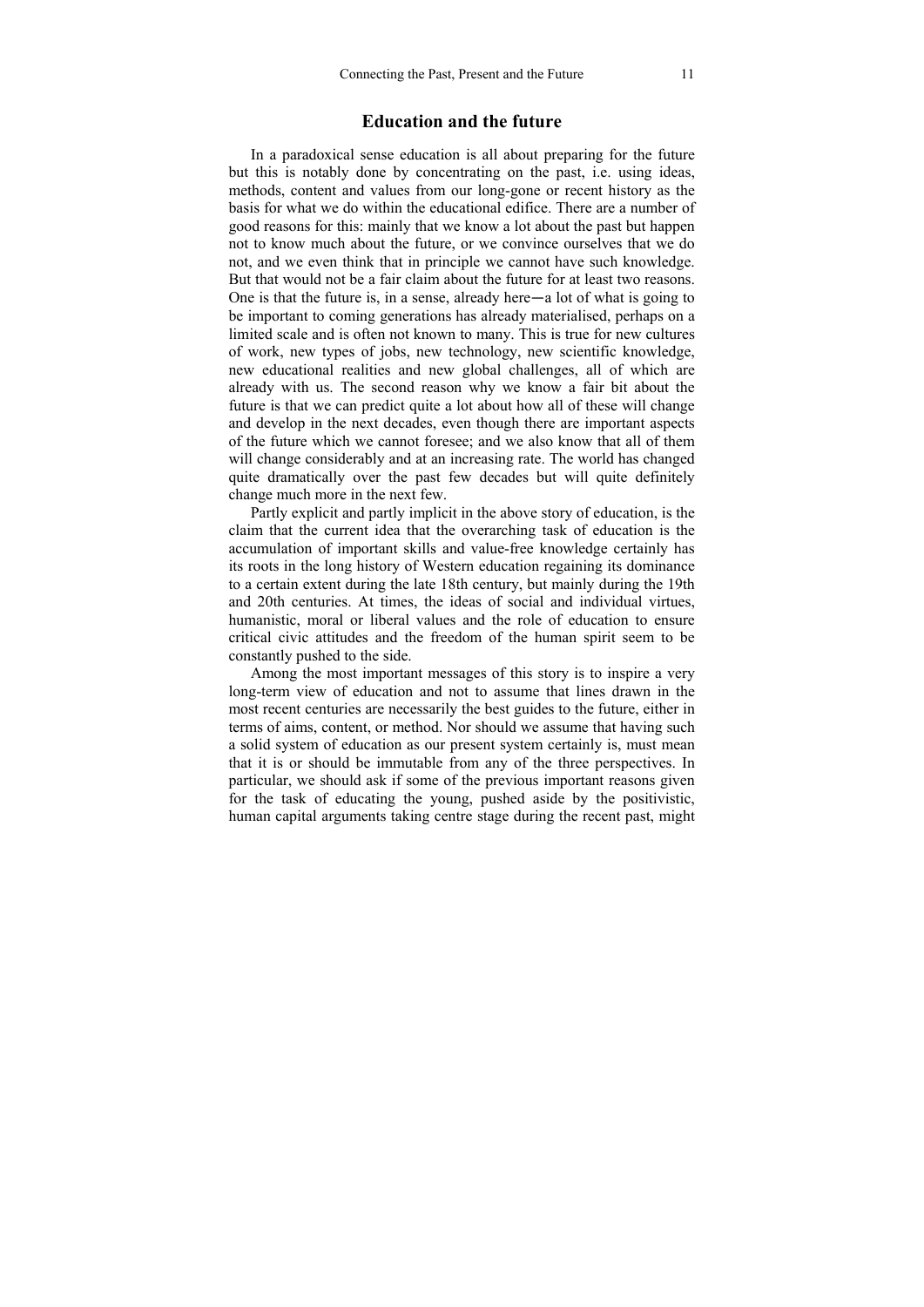## Education and the future

In a paradoxical sense education is all about preparing for the future but this is notably done by concentrating on the past, i.e. using ideas, methods, content and values from our long-gone or recent history as the basis for what we do within the educational edifice. There are a number of good reasons for this: mainly that we know a lot about the past but happen not to know much about the future, or we convince ourselves that we do not, and we even think that in principle we cannot have such knowledge. But that would not be a fair claim about the future for at least two reasons. One is that the future is, in a sense, already here—a lot of what is going to be important to coming generations has already materialised, perhaps on a limited scale and is often not known to many. This is true for new cultures of work, new types of jobs, new technology, new scientific knowledge, new educational realities and new global challenges, all of which are already with us. The second reason why we know a fair bit about the future is that we can predict quite a lot about how all of these will change and develop in the next decades, even though there are important aspects of the future which we cannot foresee; and we also know that all of them will change considerably and at an increasing rate. The world has changed quite dramatically over the past few decades but will quite definitely change much more in the next few.

Partly explicit and partly implicit in the above story of education, is the claim that the current idea that the overarching task of education is the accumulation of important skills and value-free knowledge certainly has its roots in the long history of Western education regaining its dominance to a certain extent during the late 18th century, but mainly during the 19th and 20th centuries. At times, the ideas of social and individual virtues, humanistic, moral or liberal values and the role of education to ensure critical civic attitudes and the freedom of the human spirit seem to be constantly pushed to the side.

Among the most important messages of this story is to inspire a very long-term view of education and not to assume that lines drawn in the most recent centuries are necessarily the best guides to the future, either in terms of aims, content, or method. Nor should we assume that having such a solid system of education as our present system certainly is, must mean that it is or should be immutable from any of the three perspectives. In particular, we should ask if some of the previous important reasons given for the task of educating the young, pushed aside by the positivistic, human capital arguments taking centre stage during the recent past, might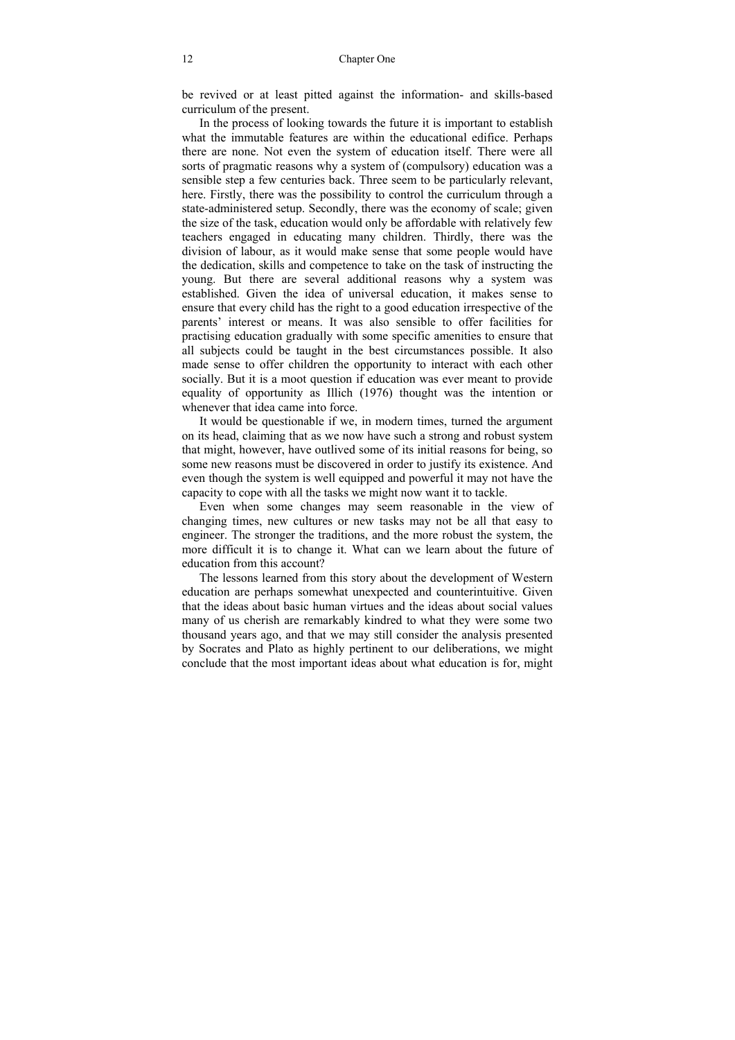be revived or at least pitted against the information- and skills-based curriculum of the present.

In the process of looking towards the future it is important to establish what the immutable features are within the educational edifice. Perhaps there are none. Not even the system of education itself. There were all sorts of pragmatic reasons why a system of (compulsory) education was a sensible step a few centuries back. Three seem to be particularly relevant, here. Firstly, there was the possibility to control the curriculum through a state-administered setup. Secondly, there was the economy of scale; given the size of the task, education would only be affordable with relatively few teachers engaged in educating many children. Thirdly, there was the division of labour, as it would make sense that some people would have the dedication, skills and competence to take on the task of instructing the young. But there are several additional reasons why a system was established. Given the idea of universal education, it makes sense to ensure that every child has the right to a good education irrespective of the parents' interest or means. It was also sensible to offer facilities for practising education gradually with some specific amenities to ensure that all subjects could be taught in the best circumstances possible. It also made sense to offer children the opportunity to interact with each other socially. But it is a moot question if education was ever meant to provide equality of opportunity as Illich (1976) thought was the intention or whenever that idea came into force.

It would be questionable if we, in modern times, turned the argument on its head, claiming that as we now have such a strong and robust system that might, however, have outlived some of its initial reasons for being, so some new reasons must be discovered in order to justify its existence. And even though the system is well equipped and powerful it may not have the capacity to cope with all the tasks we might now want it to tackle.

Even when some changes may seem reasonable in the view of changing times, new cultures or new tasks may not be all that easy to engineer. The stronger the traditions, and the more robust the system, the more difficult it is to change it. What can we learn about the future of education from this account?

The lessons learned from this story about the development of Western education are perhaps somewhat unexpected and counterintuitive. Given that the ideas about basic human virtues and the ideas about social values many of us cherish are remarkably kindred to what they were some two thousand years ago, and that we may still consider the analysis presented by Socrates and Plato as highly pertinent to our deliberations, we might conclude that the most important ideas about what education is for, might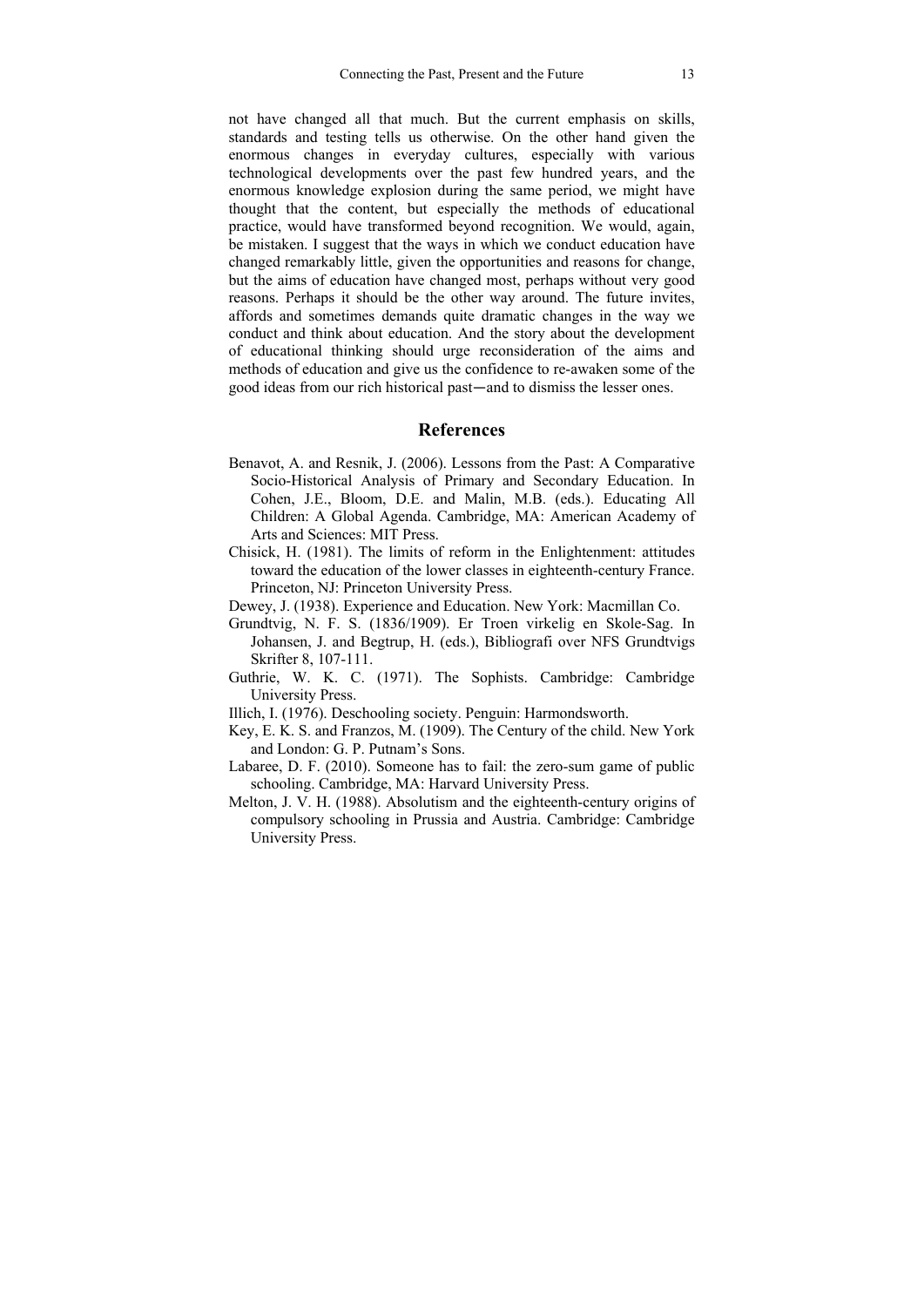not have changed all that much. But the current emphasis on skills, standards and testing tells us otherwise. On the other hand given the enormous changes in everyday cultures, especially with various technological developments over the past few hundred years, and the enormous knowledge explosion during the same period, we might have thought that the content, but especially the methods of educational practice, would have transformed beyond recognition. We would, again, be mistaken. I suggest that the ways in which we conduct education have changed remarkably little, given the opportunities and reasons for change, but the aims of education have changed most, perhaps without very good reasons. Perhaps it should be the other way around. The future invites, affords and sometimes demands quite dramatic changes in the way we conduct and think about education. And the story about the development of educational thinking should urge reconsideration of the aims and methods of education and give us the confidence to re-awaken some of the good ideas from our rich historical past—and to dismiss the lesser ones.

## References

Benavot, A. and Resnik, J. (2006). Lessons from the Past: A Comparative Socio-Historical Analysis of Primary and Secondary Education. In Cohen, J.E., Bloom, D.E. and Malin, M.B. (eds.). Educating All Children: A Global Agenda. Cambridge, MA: American Academy of Arts and Sciences: MIT Press.

Chisick, H. (1981). The limits of reform in the Enlightenment: attitudes toward the education of the lower classes in eighteenth-century France. Princeton, NJ: Princeton University Press.

Dewey, J. (1938). Experience and Education. New York: Macmillan Co.

Grundtvig, N. F. S. (1836/1909). Er Troen virkelig en Skole-Sag. In Johansen, J. and Begtrup, H. (eds.), Bibliografi over NFS Grundtvigs Skrifter 8, 107-111.

Guthrie, W. K. C. (1971). The Sophists. Cambridge: Cambridge University Press.

Illich, I. (1976). Deschooling society. Penguin: Harmondsworth.

Key, E. K. S. and Franzos, M. (1909). The Century of the child. New York and London: G. P. Putnam's Sons.

Labaree, D. F. (2010). Someone has to fail: the zero-sum game of public schooling. Cambridge, MA: Harvard University Press.

Melton, J. V. H. (1988). Absolutism and the eighteenth-century origins of compulsory schooling in Prussia and Austria. Cambridge: Cambridge University Press.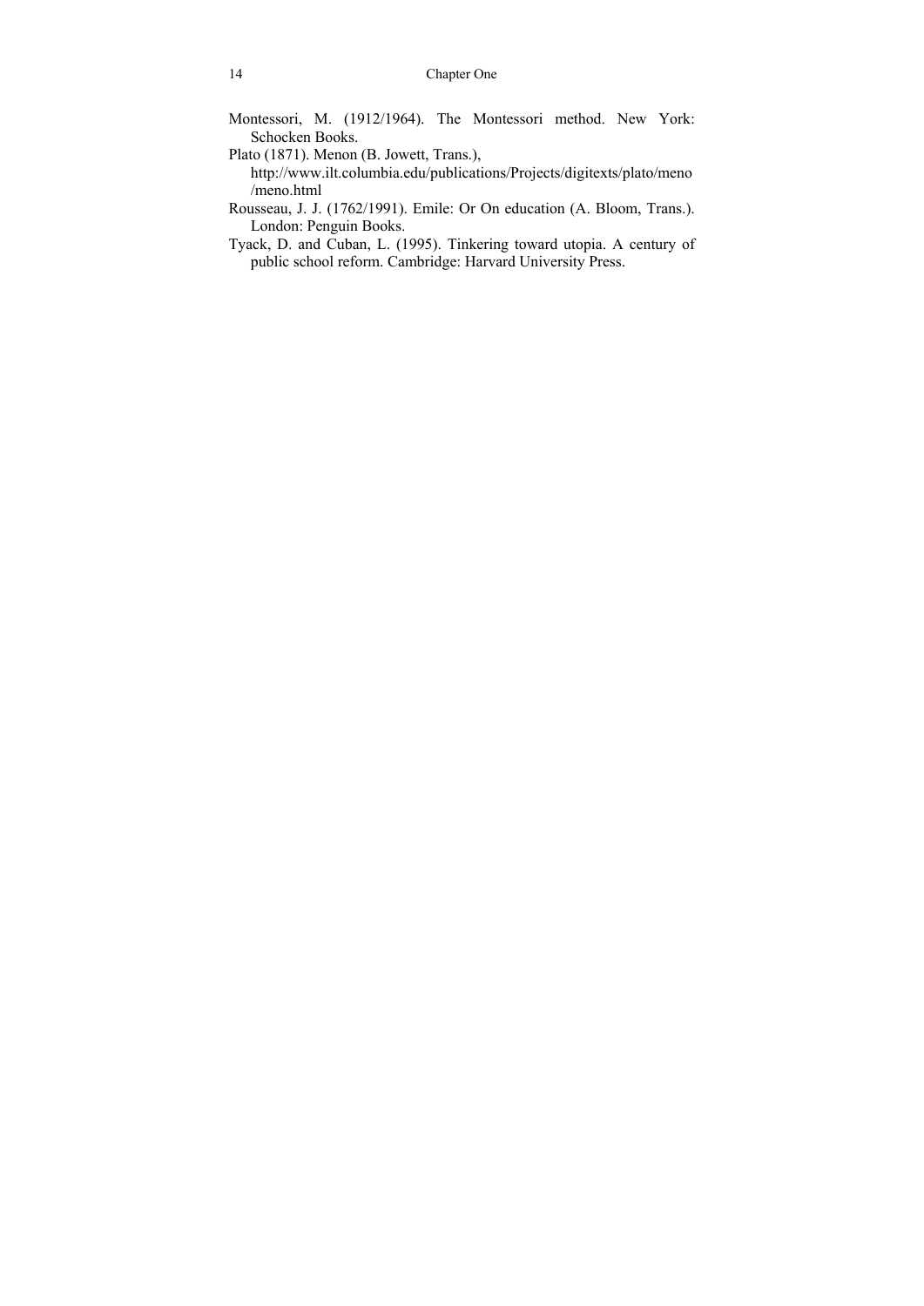Montessori, M. (1912/1964). The Montessori method. New York: Schocken Books.

Plato (1871). Menon (B. Jowett, Trans.), http://www.ilt.columbia.edu/publications/Projects/digitexts/plato/meno/meno.html

Rousseau, J. J. (1762/1991). Emile: Or On education (A. Bloom, Trans.). London: Penguin Books.

Tyack, D. and Cuban, L. (1995). Tinkering toward utopia. A century of public school reform. Cambridge: Harvard University Press.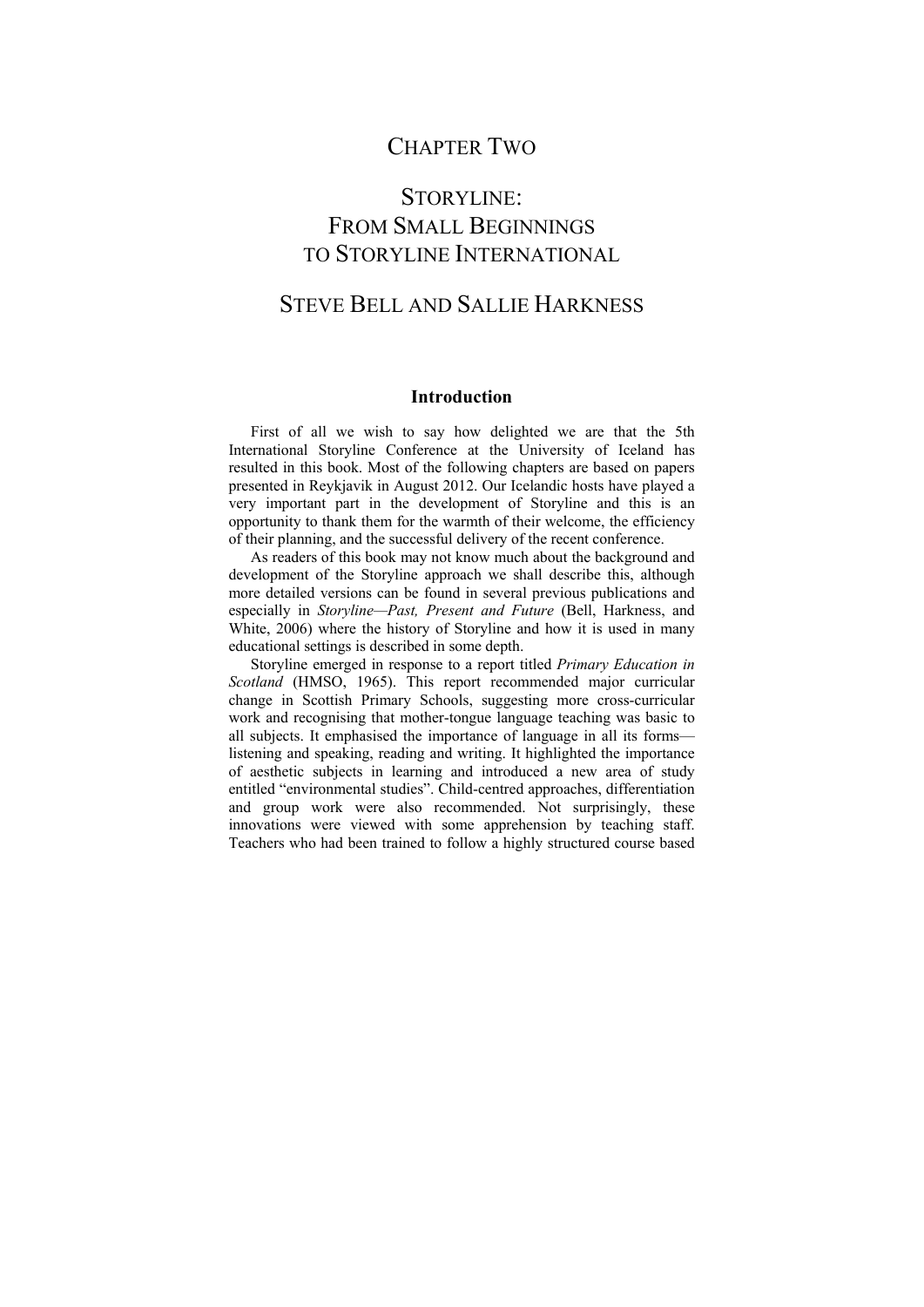# CHAPTER TWO

# STORYLINE: FROM SMALL BEGINNINGS TO STORYLINE INTERNATIONAL

## STEVE BELL AND SALLIE HARKNESS

### Introduction

First of all we wish to say how delighted we are that the 5th International Storyline Conference at the University of Iceland has resulted in this book. Most of the following chapters are based on papers presented in Reykjavik in August 2012. Our Icelandic hosts have played a very important part in the development of Storyline and this is an opportunity to thank them for the warmth of their welcome, the efficiency of their planning, and the successful delivery of the recent conference.

As readers of this book may not know much about the background and development of the Storyline approach we shall describe this, although more detailed versions can be found in several previous publications and especially in *Storyline—Past, Present and Future* (Bell, Harkness, and White, 2006) where the history of Storyline and how it is used in many educational settings is described in some depth.

Storyline emerged in response to a report titled *Primary Education in Scotland* (HMSO, 1965). This report recommended major curricular change in Scottish Primary Schools, suggesting more cross-curricular work and recognising that mother-tongue language teaching was basic to all subjects. It emphasised the importance of language in all its forms—listening and speaking, reading and writing. It highlighted the importance of aesthetic subjects in learning and introduced a new area of study entitled "environmental studies". Child-centred approaches, differentiation and group work were also recommended. Not surprisingly, these innovations were viewed with some apprehension by teaching staff. Teachers who had been trained to follow a highly structured course based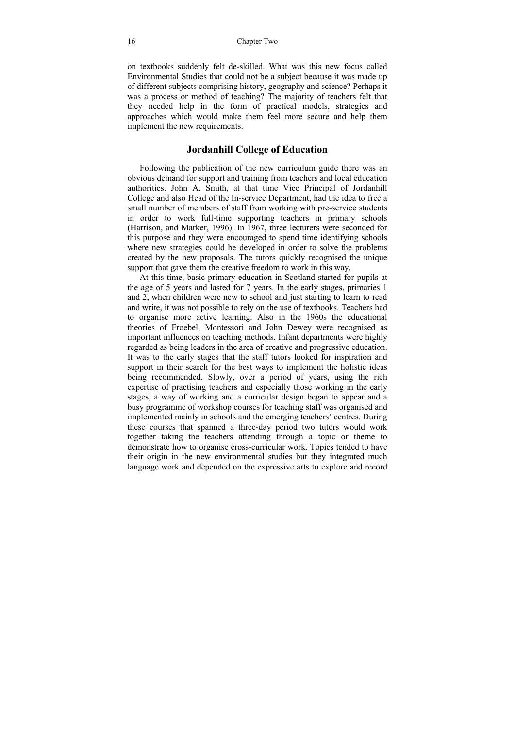on textbooks suddenly felt de-skilled. What was this new focus called Environmental Studies that could not be a subject because it was made up of different subjects comprising history, geography and science? Perhaps it was a process or method of teaching? The majority of teachers felt that they needed help in the form of practical models, strategies and approaches which would make them feel more secure and help them implement the new requirements.

## Jordanhill College of Education

Following the publication of the new curriculum guide there was an obvious demand for support and training from teachers and local education authorities. John A. Smith, at that time Vice Principal of Jordanhill College and also Head of the In-service Department, had the idea to free a small number of members of staff from working with pre-service students in order to work full-time supporting teachers in primary schools (Harrison, and Marker, 1996). In 1967, three lecturers were seconded for this purpose and they were encouraged to spend time identifying schools where new strategies could be developed in order to solve the problems created by the new proposals. The tutors quickly recognised the unique support that gave them the creative freedom to work in this way.

At this time, basic primary education in Scotland started for pupils at the age of 5 years and lasted for 7 years. In the early stages, primaries 1 and 2, when children were new to school and just starting to learn to read and write, it was not possible to rely on the use of textbooks. Teachers had to organise more active learning. Also in the 1960s the educational theories of Froebel, Montessori and John Dewey were recognised as important influences on teaching methods. Infant departments were highly regarded as being leaders in the area of creative and progressive education. It was to the early stages that the staff tutors looked for inspiration and support in their search for the best ways to implement the holistic ideas being recommended. Slowly, over a period of years, using the rich expertise of practising teachers and especially those working in the early stages, a way of working and a curricular design began to appear and a busy programme of workshop courses for teaching staff was organised and implemented mainly in schools and the emerging teachers' centres. During these courses that spanned a three-day period two tutors would work together taking the teachers attending through a topic or theme to demonstrate how to organise cross-curricular work. Topics tended to have their origin in the new environmental studies but they integrated much language work and depended on the expressive arts to explore and record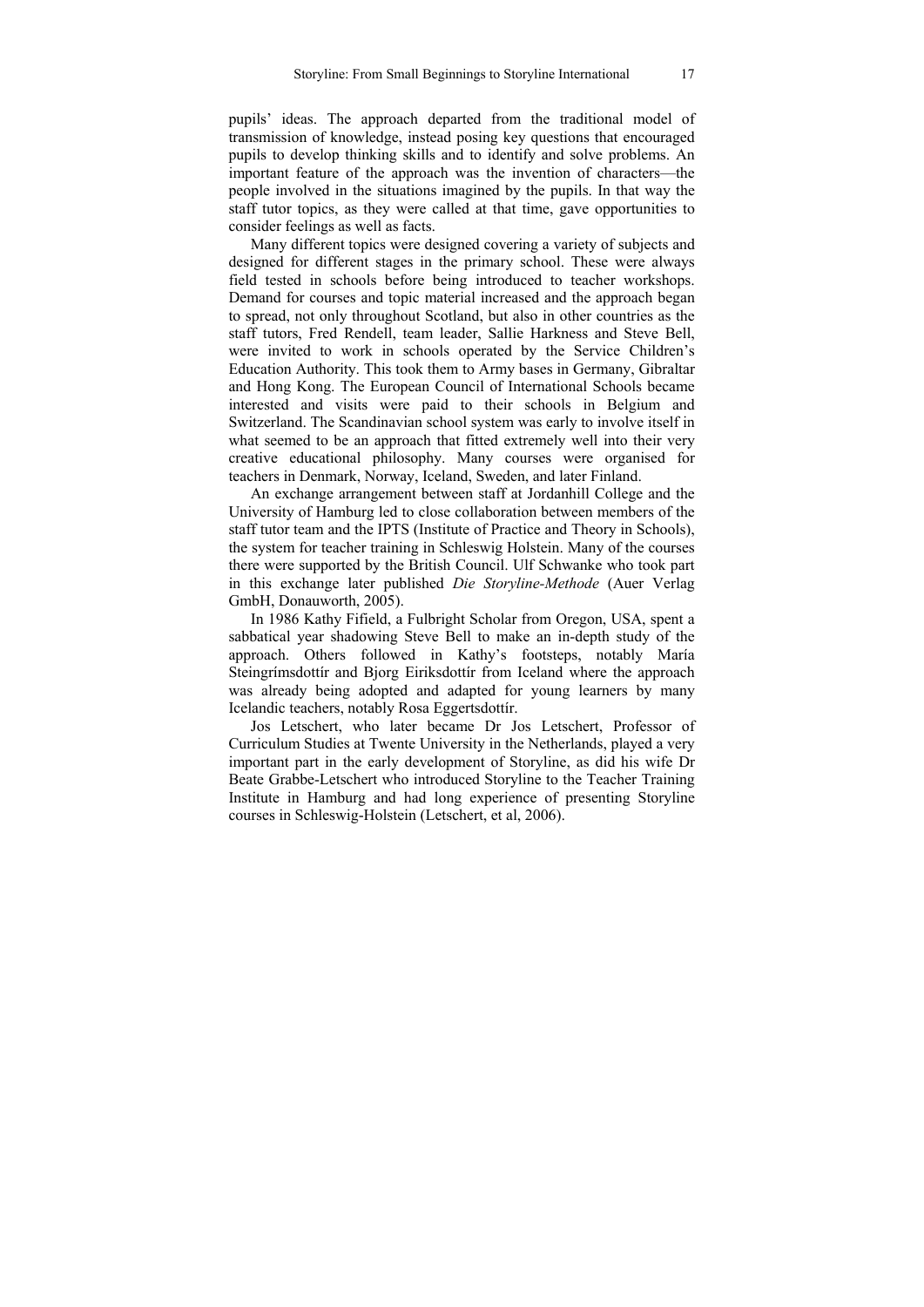pupils' ideas. The approach departed from the traditional model of transmission of knowledge, instead posing key questions that encouraged pupils to develop thinking skills and to identify and solve problems. An important feature of the approach was the invention of characters—the people involved in the situations imagined by the pupils. In that way the staff tutor topics, as they were called at that time, gave opportunities to consider feelings as well as facts.

Many different topics were designed covering a variety of subjects and designed for different stages in the primary school. These were always field tested in schools before being introduced to teacher workshops. Demand for courses and topic material increased and the approach began to spread, not only throughout Scotland, but also in other countries as the staff tutors, Fred Rendell, team leader, Sallie Harkness and Steve Bell, were invited to work in schools operated by the Service Children's Education Authority. This took them to Army bases in Germany, Gibraltar and Hong Kong. The European Council of International Schools became interested and visits were paid to their schools in Belgium and Switzerland. The Scandinavian school system was early to involve itself in what seemed to be an approach that fitted extremely well into their very creative educational philosophy. Many courses were organised for teachers in Denmark, Norway, Iceland, Sweden, and later Finland.

An exchange arrangement between staff at Jordanhill College and the University of Hamburg led to close collaboration between members of the staff tutor team and the IPTS (Institute of Practice and Theory in Schools), the system for teacher training in Schleswig Holstein. Many of the courses there were supported by the British Council. Ulf Schwanke who took part in this exchange later published *Die Storyline-Methode* (Auer Verlag GmbH, Donauworth, 2005).

In 1986 Kathy Fifield, a Fulbright Scholar from Oregon, USA, spent a sabbatical year shadowing Steve Bell to make an in-depth study of the approach. Others followed in Kathy's footsteps, notably María Steingrímsdottír and Bjorg Eiriksdottír from Iceland where the approach was already being adopted and adapted for young learners by many Icelandic teachers, notably Rosa Eggertsdottír.

Jos Letschert, who later became Dr Jos Letschert, Professor of Curriculum Studies at Twente University in the Netherlands, played a very important part in the early development of Storyline, as did his wife Dr Beate Grabbe-Letschert who introduced Storyline to the Teacher Training Institute in Hamburg and had long experience of presenting Storyline courses in Schleswig-Holstein (Letschert, et al, 2006).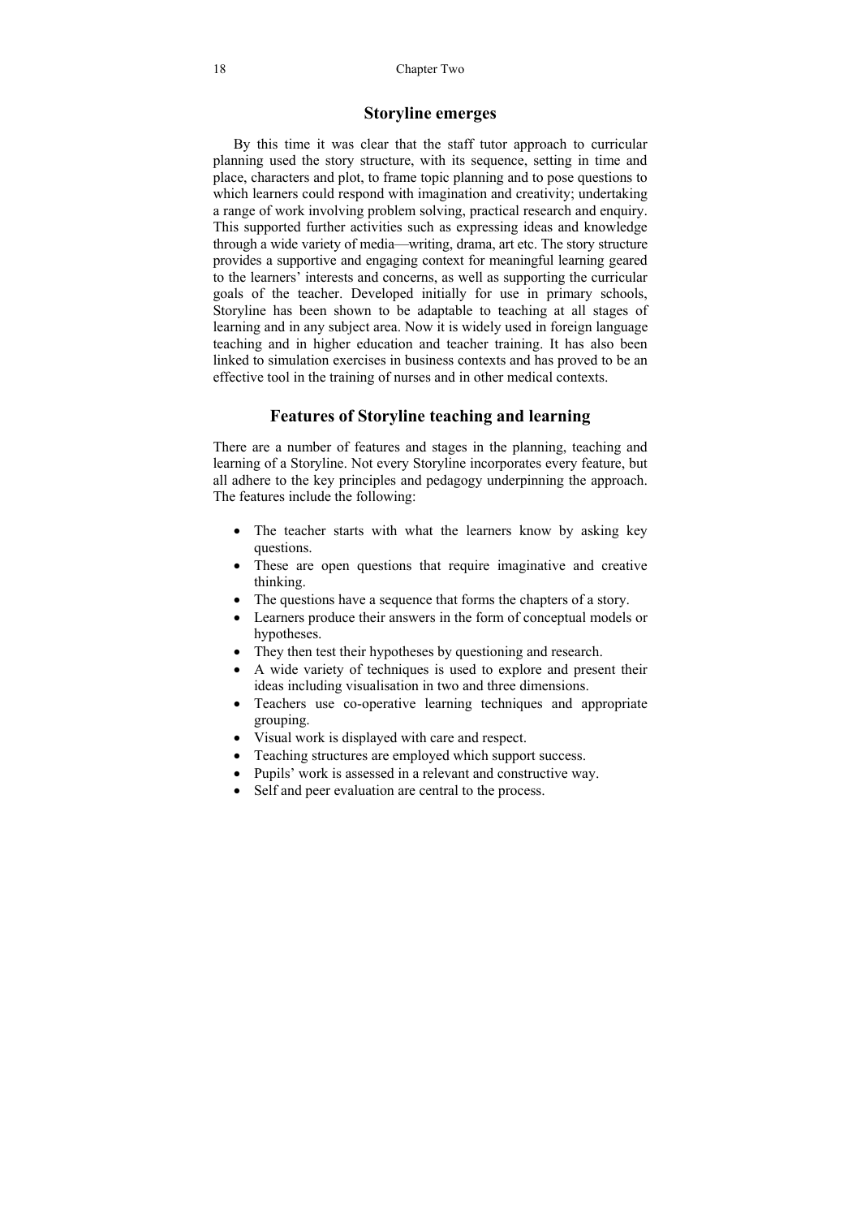## Storyline emerges

By this time it was clear that the staff tutor approach to curricular planning used the story structure, with its sequence, setting in time and place, characters and plot, to frame topic planning and to pose questions to which learners could respond with imagination and creativity; undertaking a range of work involving problem solving, practical research and enquiry. This supported further activities such as expressing ideas and knowledge through a wide variety of media—writing, drama, art etc. The story structure provides a supportive and engaging context for meaningful learning geared to the learners' interests and concerns, as well as supporting the curricular goals of the teacher. Developed initially for use in primary schools, Storyline has been shown to be adaptable to teaching at all stages of learning and in any subject area. Now it is widely used in foreign language teaching and in higher education and teacher training. It has also been linked to simulation exercises in business contexts and has proved to be an effective tool in the training of nurses and in other medical contexts.

## Features of Storyline teaching and learning

There are a number of features and stages in the planning, teaching and learning of a Storyline. Not every Storyline incorporates every feature, but all adhere to the key principles and pedagogy underpinning the approach. The features include the following:

- The teacher starts with what the learners know by asking key questions.
- These are open questions that require imaginative and creative thinking.
- The questions have a sequence that forms the chapters of a story.
- Learners produce their answers in the form of conceptual models or hypotheses.
- They then test their hypotheses by questioning and research.
- A wide variety of techniques is used to explore and present their ideas including visualisation in two and three dimensions.
- Teachers use co-operative learning techniques and appropriate grouping.
- Visual work is displayed with care and respect.
- Teaching structures are employed which support success.
- Pupils' work is assessed in a relevant and constructive way.
- Self and peer evaluation are central to the process.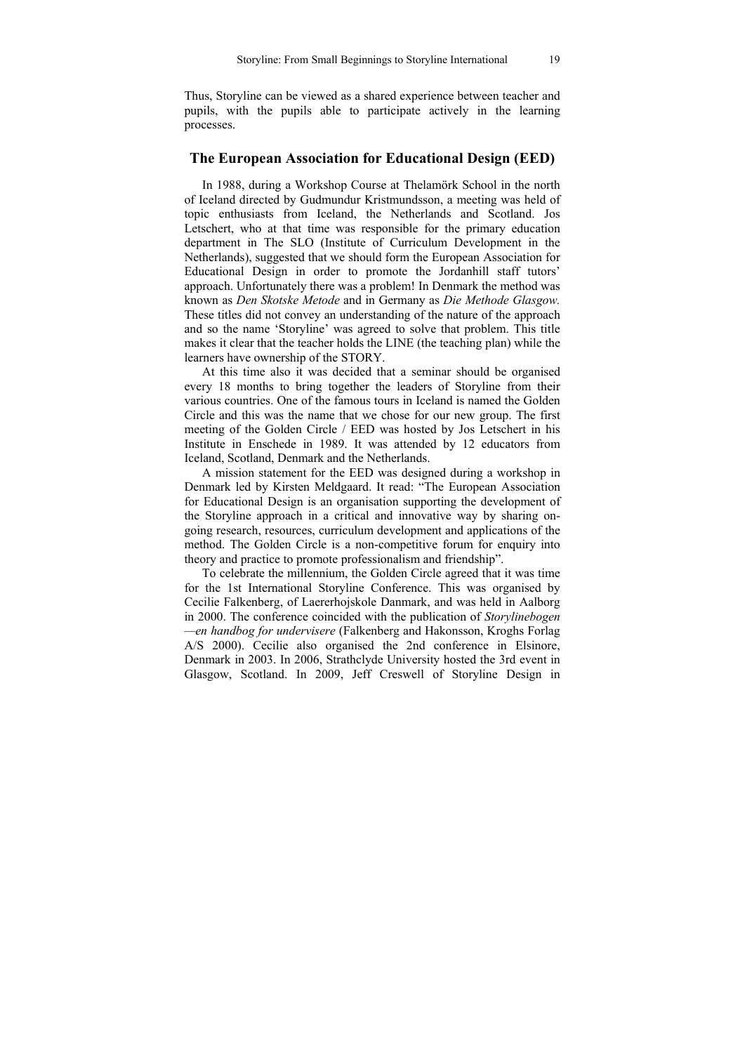Thus, Storyline can be viewed as a shared experience between teacher and pupils, with the pupils able to participate actively in the learning processes.

## The European Association for Educational Design (EED)

In 1988, during a Workshop Course at Thelamörk School in the north of Iceland directed by Gudmundur Kristmundsson, a meeting was held of topic enthusiasts from Iceland, the Netherlands and Scotland. Jos Letschert, who at that time was responsible for the primary education department in The SLO (Institute of Curriculum Development in the Netherlands), suggested that we should form the European Association for Educational Design in order to promote the Jordanhill staff tutors' approach. Unfortunately there was a problem! In Denmark the method was known as *Den Skotske Metode* and in Germany as *Die Methode Glasgow.* These titles did not convey an understanding of the nature of the approach and so the name 'Storyline' was agreed to solve that problem. This title makes it clear that the teacher holds the LINE (the teaching plan) while the learners have ownership of the STORY.

At this time also it was decided that a seminar should be organised every 18 months to bring together the leaders of Storyline from their various countries. One of the famous tours in Iceland is named the Golden Circle and this was the name that we chose for our new group. The first meeting of the Golden Circle / EED was hosted by Jos Letschert in his Institute in Enschede in 1989. It was attended by 12 educators from Iceland, Scotland, Denmark and the Netherlands.

A mission statement for the EED was designed during a workshop in Denmark led by Kirsten Meldgaard. It read: "The European Association for Educational Design is an organisation supporting the development of the Storyline approach in a critical and innovative way by sharing on-going research, resources, curriculum development and applications of the method. The Golden Circle is a non-competitive forum for enquiry into theory and practice to promote professionalism and friendship".

To celebrate the millennium, the Golden Circle agreed that it was time for the 1st International Storyline Conference. This was organised by Cecilie Falkenberg, of Laererhojskole Danmark, and was held in Aalborg in 2000. The conference coincided with the publication of *Storylinebogen —en handbog for undervisere* (Falkenberg and Hakonsson, Kroghs Forlag A/S 2000). Cecilie also organised the 2nd conference in Elsinore, Denmark in 2003. In 2006, Strathclyde University hosted the 3rd event in Glasgow, Scotland. In 2009, Jeff Creswell of Storyline Design in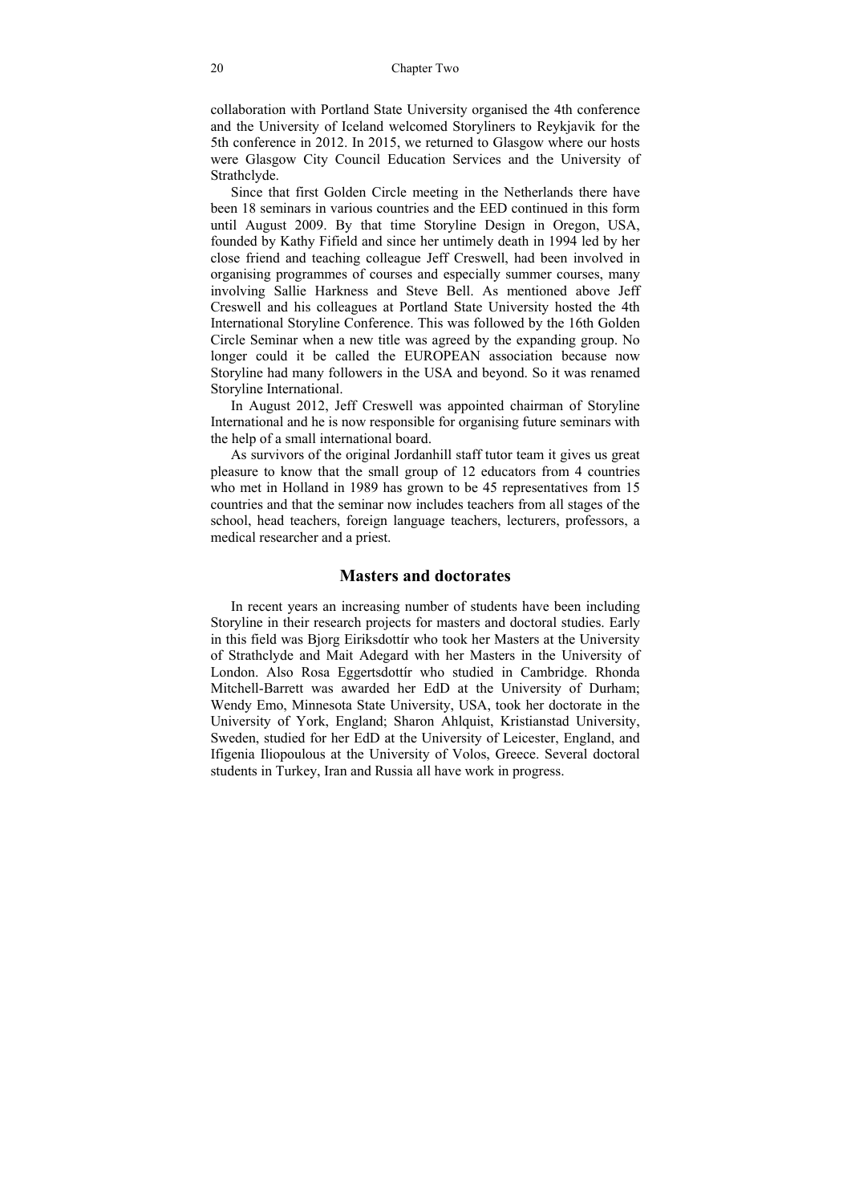collaboration with Portland State University organised the 4th conference and the University of Iceland welcomed Storyliners to Reykjavik for the 5th conference in 2012. In 2015, we returned to Glasgow where our hosts were Glasgow City Council Education Services and the University of Strathclyde.

Since that first Golden Circle meeting in the Netherlands there have been 18 seminars in various countries and the EED continued in this form until August 2009. By that time Storyline Design in Oregon, USA, founded by Kathy Fifield and since her untimely death in 1994 led by her close friend and teaching colleague Jeff Creswell, had been involved in organising programmes of courses and especially summer courses, many involving Sallie Harkness and Steve Bell. As mentioned above Jeff Creswell and his colleagues at Portland State University hosted the 4th International Storyline Conference. This was followed by the 16th Golden Circle Seminar when a new title was agreed by the expanding group. No longer could it be called the EUROPEAN association because now Storyline had many followers in the USA and beyond. So it was renamed Storyline International.

In August 2012, Jeff Creswell was appointed chairman of Storyline International and he is now responsible for organising future seminars with the help of a small international board.

As survivors of the original Jordanhill staff tutor team it gives us great pleasure to know that the small group of 12 educators from 4 countries who met in Holland in 1989 has grown to be 45 representatives from 15 countries and that the seminar now includes teachers from all stages of the school, head teachers, foreign language teachers, lecturers, professors, a medical researcher and a priest.

## Masters and doctorates

In recent years an increasing number of students have been including Storyline in their research projects for masters and doctoral studies. Early in this field was Bjorg Eiriksdottír who took her Masters at the University of Strathclyde and Mait Adegard with her Masters in the University of London. Also Rosa Eggertsdottír who studied in Cambridge. Rhonda Mitchell-Barrett was awarded her EdD at the University of Durham; Wendy Emo, Minnesota State University, USA, took her doctorate in the University of York, England; Sharon Ahlquist, Kristianstad University, Sweden, studied for her EdD at the University of Leicester, England, and Ifigenia Iliopoulous at the University of Volos, Greece. Several doctoral students in Turkey, Iran and Russia all have work in progress.